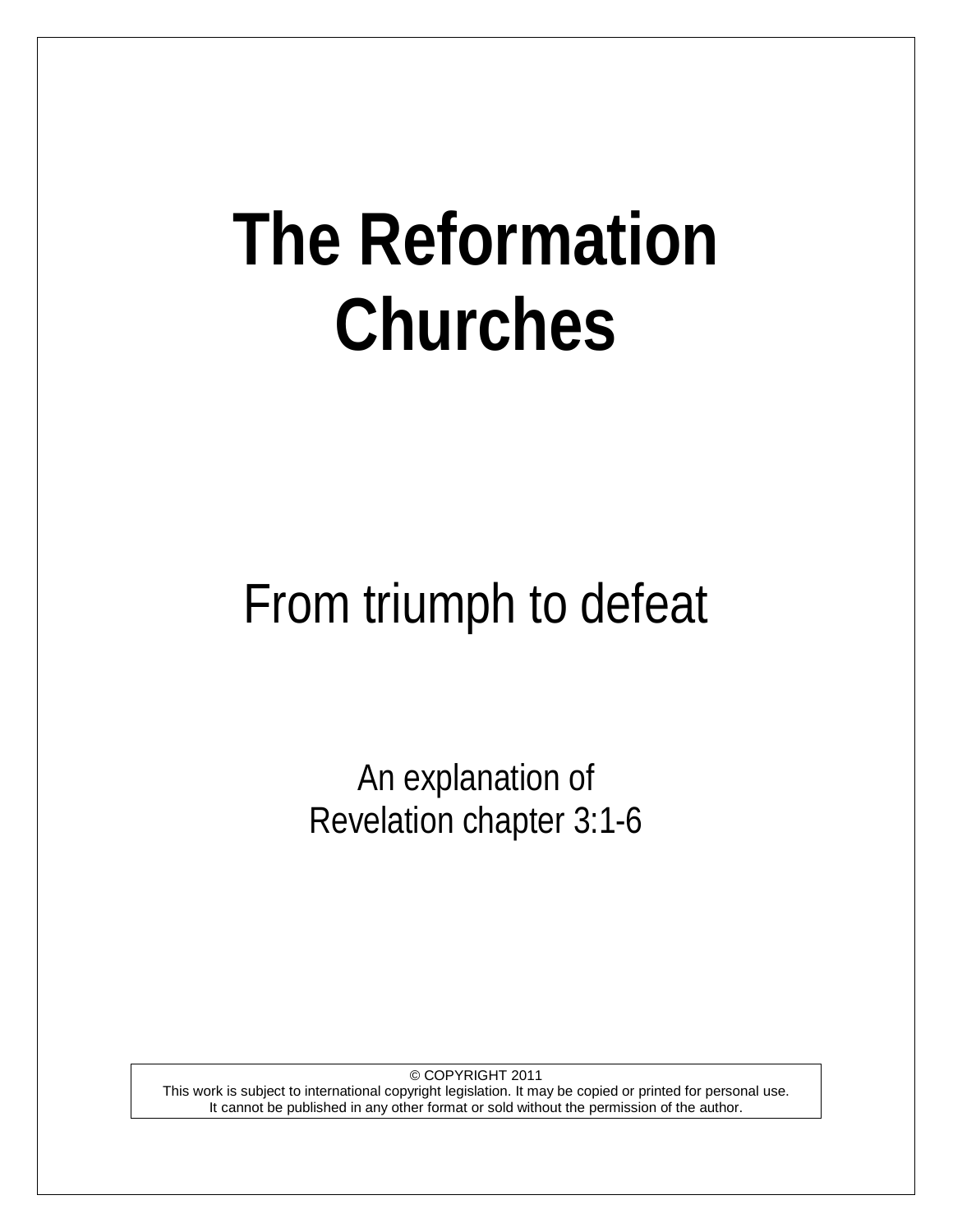# The Reformation Churches

## From triumph to defeat

An explanation of
Revelation chapter 3:1-6

© COPYRIGHT 2011
This work is subject to international copyright legislation. It may be copied or printed for personal use.
It cannot be published in any other format or sold without the permission of the author.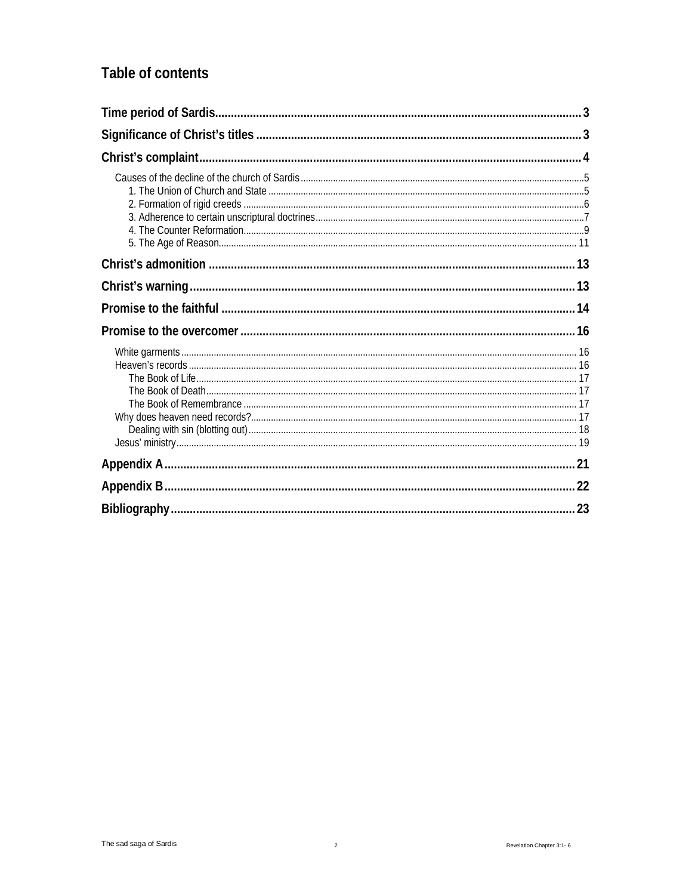# Table of contents

**Time period of Sardis** .......... 3

**Significance of Christ's titles** .......... 3

**Christ's complaint** .......... 4

- Causes of the decline of the church of Sardis .......... 5
  - 1. The Union of Church and State .......... 5
  - 2. Formation of rigid creeds .......... 6
  - 3. Adherence to certain unscriptural doctrines .......... 7
  - 4. The Counter Reformation .......... 9
  - 5. The Age of Reason .......... 11

**Christ's admonition** .......... 13

**Christ's warning** .......... 13

**Promise to the faithful** .......... 14

**Promise to the overcomer** .......... 16

- White garments .......... 16
- Heaven's records .......... 16
  - The Book of Life .......... 17
  - The Book of Death .......... 17
  - The Book of Remembrance .......... 17
- Why does heaven need records? .......... 17
  - Dealing with sin (blotting out) .......... 18
- Jesus' ministry .......... 19

**Appendix A** .......... 21

**Appendix B** .......... 22

**Bibliography** .......... 23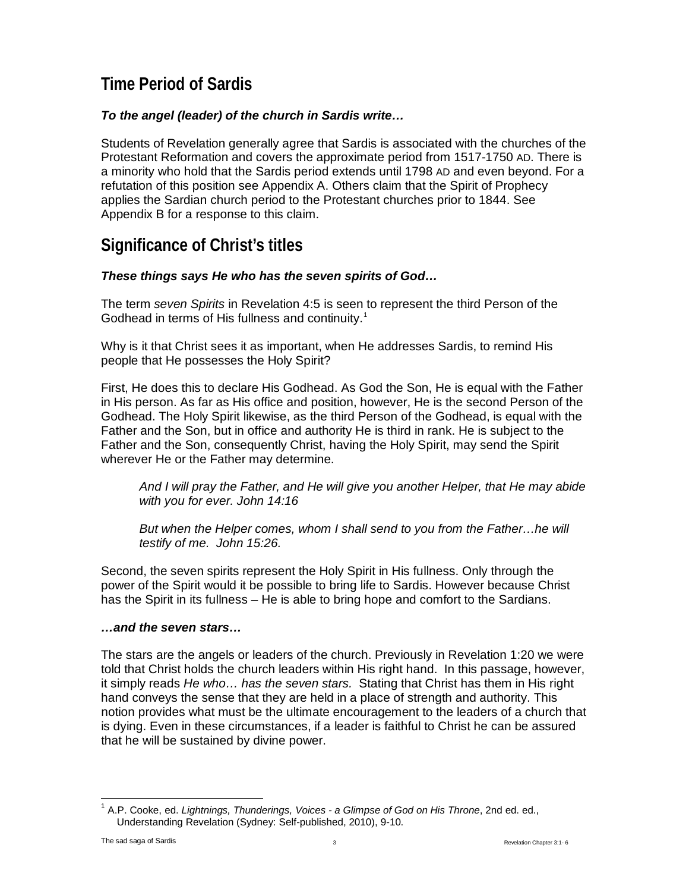## Time Period of Sardis

***To the angel (leader) of the church in Sardis write…***

Students of Revelation generally agree that Sardis is associated with the churches of the Protestant Reformation and covers the approximate period from 1517-1750 AD. There is a minority who hold that the Sardis period extends until 1798 AD and even beyond. For a refutation of this position see Appendix A. Others claim that the Spirit of Prophecy applies the Sardian church period to the Protestant churches prior to 1844. See Appendix B for a response to this claim.

## Significance of Christ's titles

***These things says He who has the seven spirits of God…***

The term *seven Spirits* in Revelation 4:5 is seen to represent the third Person of the Godhead in terms of His fullness and continuity.[1]

Why is it that Christ sees it as important, when He addresses Sardis, to remind His people that He possesses the Holy Spirit?

First, He does this to declare His Godhead. As God the Son, He is equal with the Father in His person. As far as His office and position, however, He is the second Person of the Godhead. The Holy Spirit likewise, as the third Person of the Godhead, is equal with the Father and the Son, but in office and authority He is third in rank. He is subject to the Father and the Son, consequently Christ, having the Holy Spirit, may send the Spirit wherever He or the Father may determine.

> *And I will pray the Father, and He will give you another Helper, that He may abide with you for ever. John 14:16*
>
> *But when the Helper comes, whom I shall send to you from the Father…he will testify of me. John 15:26.*

Second, the seven spirits represent the Holy Spirit in His fullness. Only through the power of the Spirit would it be possible to bring life to Sardis. However because Christ has the Spirit in its fullness – He is able to bring hope and comfort to the Sardians.

***…and the seven stars…***

The stars are the angels or leaders of the church. Previously in Revelation 1:20 we were told that Christ holds the church leaders within His right hand. In this passage, however, it simply reads *He who… has the seven stars.* Stating that Christ has them in His right hand conveys the sense that they are held in a place of strength and authority. This notion provides what must be the ultimate encouragement to the leaders of a church that is dying. Even in these circumstances, if a leader is faithful to Christ he can be assured that he will be sustained by divine power.

---

[1] A.P. Cooke, ed. *Lightnings, Thunderings, Voices - a Glimpse of God on His Throne*, 2nd ed. ed., Understanding Revelation (Sydney: Self-published, 2010), 9-10.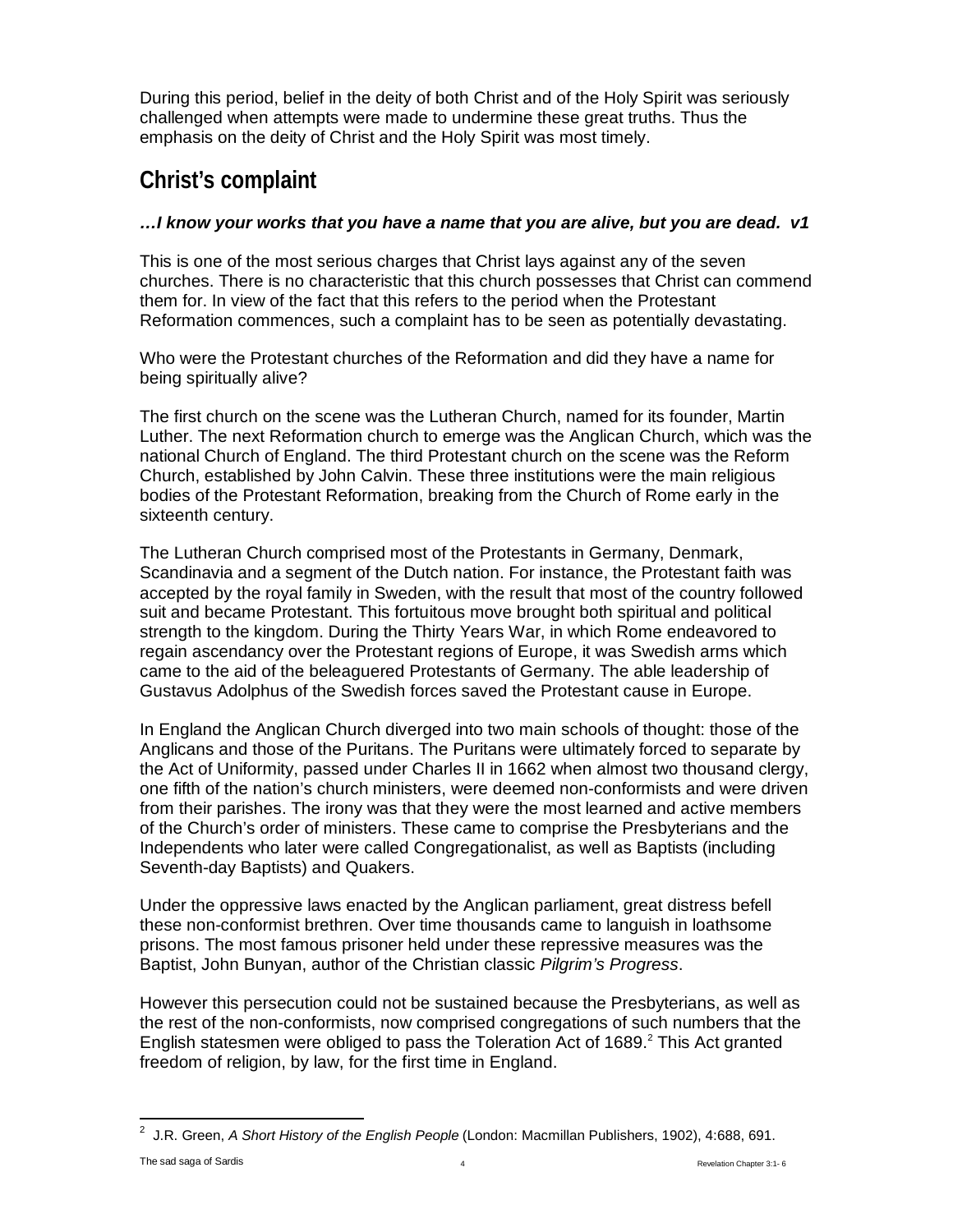During this period, belief in the deity of both Christ and of the Holy Spirit was seriously challenged when attempts were made to undermine these great truths. Thus the emphasis on the deity of Christ and the Holy Spirit was most timely.

## Christ's complaint

***…I know your works that you have a name that you are alive, but you are dead. v1***

This is one of the most serious charges that Christ lays against any of the seven churches. There is no characteristic that this church possesses that Christ can commend them for. In view of the fact that this refers to the period when the Protestant Reformation commences, such a complaint has to be seen as potentially devastating.

Who were the Protestant churches of the Reformation and did they have a name for being spiritually alive?

The first church on the scene was the Lutheran Church, named for its founder, Martin Luther. The next Reformation church to emerge was the Anglican Church, which was the national Church of England. The third Protestant church on the scene was the Reform Church, established by John Calvin. These three institutions were the main religious bodies of the Protestant Reformation, breaking from the Church of Rome early in the sixteenth century.

The Lutheran Church comprised most of the Protestants in Germany, Denmark, Scandinavia and a segment of the Dutch nation. For instance, the Protestant faith was accepted by the royal family in Sweden, with the result that most of the country followed suit and became Protestant. This fortuitous move brought both spiritual and political strength to the kingdom. During the Thirty Years War, in which Rome endeavored to regain ascendancy over the Protestant regions of Europe, it was Swedish arms which came to the aid of the beleaguered Protestants of Germany. The able leadership of Gustavus Adolphus of the Swedish forces saved the Protestant cause in Europe.

In England the Anglican Church diverged into two main schools of thought: those of the Anglicans and those of the Puritans. The Puritans were ultimately forced to separate by the Act of Uniformity, passed under Charles II in 1662 when almost two thousand clergy, one fifth of the nation's church ministers, were deemed non-conformists and were driven from their parishes. The irony was that they were the most learned and active members of the Church's order of ministers. These came to comprise the Presbyterians and the Independents who later were called Congregationalist, as well as Baptists (including Seventh-day Baptists) and Quakers.

Under the oppressive laws enacted by the Anglican parliament, great distress befell these non-conformist brethren. Over time thousands came to languish in loathsome prisons. The most famous prisoner held under these repressive measures was the Baptist, John Bunyan, author of the Christian classic *Pilgrim's Progress*.

However this persecution could not be sustained because the Presbyterians, as well as the rest of the non-conformists, now comprised congregations of such numbers that the English statesmen were obliged to pass the Toleration Act of 1689.[2] This Act granted freedom of religion, by law, for the first time in England.

---

[2] J.R. Green, *A Short History of the English People* (London: Macmillan Publishers, 1902), 4:688, 691.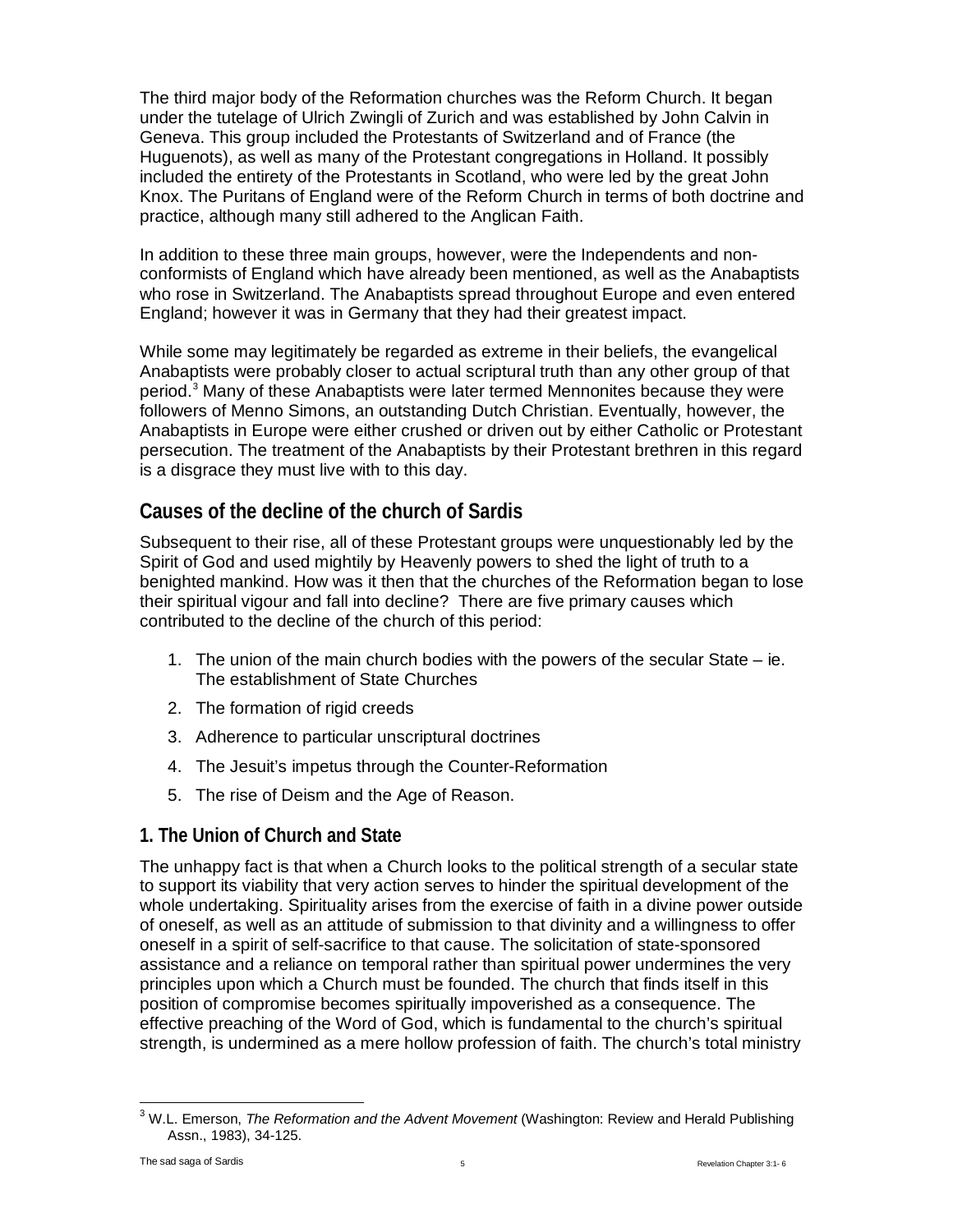The third major body of the Reformation churches was the Reform Church. It began under the tutelage of Ulrich Zwingli of Zurich and was established by John Calvin in Geneva. This group included the Protestants of Switzerland and of France (the Huguenots), as well as many of the Protestant congregations in Holland. It possibly included the entirety of the Protestants in Scotland, who were led by the great John Knox. The Puritans of England were of the Reform Church in terms of both doctrine and practice, although many still adhered to the Anglican Faith.

In addition to these three main groups, however, were the Independents and non-conformists of England which have already been mentioned, as well as the Anabaptists who rose in Switzerland. The Anabaptists spread throughout Europe and even entered England; however it was in Germany that they had their greatest impact.

While some may legitimately be regarded as extreme in their beliefs, the evangelical Anabaptists were probably closer to actual scriptural truth than any other group of that period.[3] Many of these Anabaptists were later termed Mennonites because they were followers of Menno Simons, an outstanding Dutch Christian. Eventually, however, the Anabaptists in Europe were either crushed or driven out by either Catholic or Protestant persecution. The treatment of the Anabaptists by their Protestant brethren in this regard is a disgrace they must live with to this day.

## Causes of the decline of the church of Sardis

Subsequent to their rise, all of these Protestant groups were unquestionably led by the Spirit of God and used mightily by Heavenly powers to shed the light of truth to a benighted mankind. How was it then that the churches of the Reformation began to lose their spiritual vigour and fall into decline? There are five primary causes which contributed to the decline of the church of this period:

1. The union of the main church bodies with the powers of the secular State – ie. The establishment of State Churches
2. The formation of rigid creeds
3. Adherence to particular unscriptural doctrines
4. The Jesuit's impetus through the Counter-Reformation
5. The rise of Deism and the Age of Reason.

### 1. The Union of Church and State

The unhappy fact is that when a Church looks to the political strength of a secular state to support its viability that very action serves to hinder the spiritual development of the whole undertaking. Spirituality arises from the exercise of faith in a divine power outside of oneself, as well as an attitude of submission to that divinity and a willingness to offer oneself in a spirit of self-sacrifice to that cause. The solicitation of state-sponsored assistance and a reliance on temporal rather than spiritual power undermines the very principles upon which a Church must be founded. The church that finds itself in this position of compromise becomes spiritually impoverished as a consequence. The effective preaching of the Word of God, which is fundamental to the church's spiritual strength, is undermined as a mere hollow profession of faith. The church's total ministry

[3] W.L. Emerson, *The Reformation and the Advent Movement* (Washington: Review and Herald Publishing Assn., 1983), 34-125.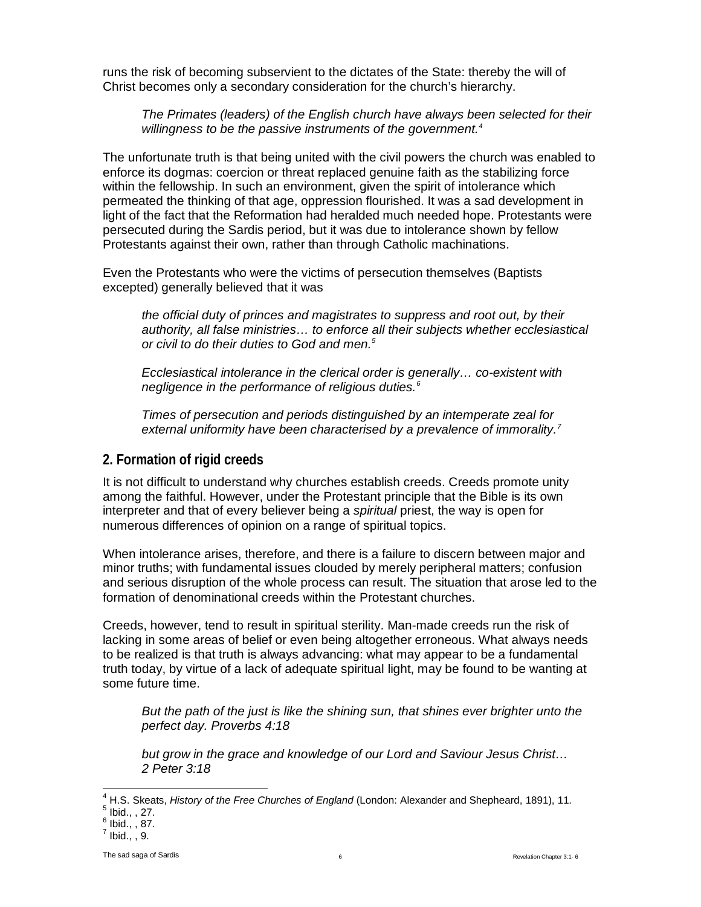runs the risk of becoming subservient to the dictates of the State: thereby the will of Christ becomes only a secondary consideration for the church's hierarchy.

> *The Primates (leaders) of the English church have always been selected for their willingness to be the passive instruments of the government.*[4]

The unfortunate truth is that being united with the civil powers the church was enabled to enforce its dogmas: coercion or threat replaced genuine faith as the stabilizing force within the fellowship. In such an environment, given the spirit of intolerance which permeated the thinking of that age, oppression flourished. It was a sad development in light of the fact that the Reformation had heralded much needed hope. Protestants were persecuted during the Sardis period, but it was due to intolerance shown by fellow Protestants against their own, rather than through Catholic machinations.

Even the Protestants who were the victims of persecution themselves (Baptists excepted) generally believed that it was

> *the official duty of princes and magistrates to suppress and root out, by their authority, all false ministries… to enforce all their subjects whether ecclesiastical or civil to do their duties to God and men.*[5]

> *Ecclesiastical intolerance in the clerical order is generally… co-existent with negligence in the performance of religious duties.*[6]

> *Times of persecution and periods distinguished by an intemperate zeal for external uniformity have been characterised by a prevalence of immorality.*[7]

## 2. Formation of rigid creeds

It is not difficult to understand why churches establish creeds. Creeds promote unity among the faithful. However, under the Protestant principle that the Bible is its own interpreter and that of every believer being a *spiritual* priest, the way is open for numerous differences of opinion on a range of spiritual topics.

When intolerance arises, therefore, and there is a failure to discern between major and minor truths; with fundamental issues clouded by merely peripheral matters; confusion and serious disruption of the whole process can result. The situation that arose led to the formation of denominational creeds within the Protestant churches.

Creeds, however, tend to result in spiritual sterility. Man-made creeds run the risk of lacking in some areas of belief or even being altogether erroneous. What always needs to be realized is that truth is always advancing: what may appear to be a fundamental truth today, by virtue of a lack of adequate spiritual light, may be found to be wanting at some future time.

> *But the path of the just is like the shining sun, that shines ever brighter unto the perfect day. Proverbs 4:18*

> *but grow in the grace and knowledge of our Lord and Saviour Jesus Christ… 2 Peter 3:18*

---

[4] H.S. Skeats, *History of the Free Churches of England* (London: Alexander and Shepheard, 1891), 11.
[5] Ibid., , 27.
[6] Ibid., , 87.
[7] Ibid., , 9.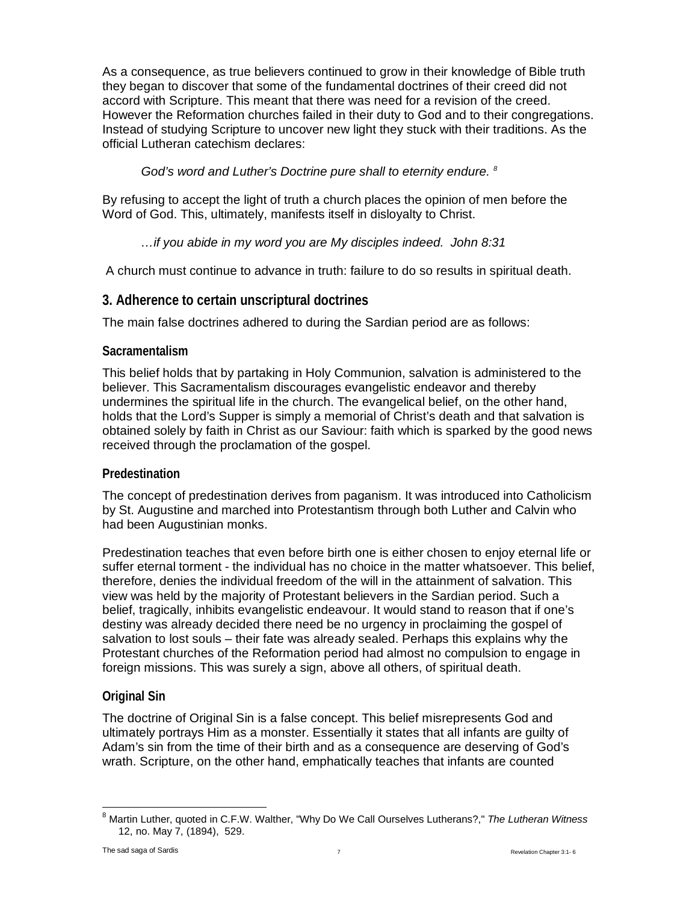As a consequence, as true believers continued to grow in their knowledge of Bible truth they began to discover that some of the fundamental doctrines of their creed did not accord with Scripture. This meant that there was need for a revision of the creed. However the Reformation churches failed in their duty to God and to their congregations. Instead of studying Scripture to uncover new light they stuck with their traditions. As the official Lutheran catechism declares:

> *God's word and Luther's Doctrine pure shall to eternity endure.* [8]

By refusing to accept the light of truth a church places the opinion of men before the Word of God. This, ultimately, manifests itself in disloyalty to Christ.

> *…if you abide in my word you are My disciples indeed. John 8:31*

A church must continue to advance in truth: failure to do so results in spiritual death.

## 3. Adherence to certain unscriptural doctrines

The main false doctrines adhered to during the Sardian period are as follows:

### Sacramentalism

This belief holds that by partaking in Holy Communion, salvation is administered to the believer. This Sacramentalism discourages evangelistic endeavor and thereby undermines the spiritual life in the church. The evangelical belief, on the other hand, holds that the Lord's Supper is simply a memorial of Christ's death and that salvation is obtained solely by faith in Christ as our Saviour: faith which is sparked by the good news received through the proclamation of the gospel.

### Predestination

The concept of predestination derives from paganism. It was introduced into Catholicism by St. Augustine and marched into Protestantism through both Luther and Calvin who had been Augustinian monks.

Predestination teaches that even before birth one is either chosen to enjoy eternal life or suffer eternal torment - the individual has no choice in the matter whatsoever. This belief, therefore, denies the individual freedom of the will in the attainment of salvation. This view was held by the majority of Protestant believers in the Sardian period. Such a belief, tragically, inhibits evangelistic endeavour. It would stand to reason that if one's destiny was already decided there need be no urgency in proclaiming the gospel of salvation to lost souls – their fate was already sealed. Perhaps this explains why the Protestant churches of the Reformation period had almost no compulsion to engage in foreign missions. This was surely a sign, above all others, of spiritual death.

### Original Sin

The doctrine of Original Sin is a false concept. This belief misrepresents God and ultimately portrays Him as a monster. Essentially it states that all infants are guilty of Adam's sin from the time of their birth and as a consequence are deserving of God's wrath. Scripture, on the other hand, emphatically teaches that infants are counted

---

[8] Martin Luther, quoted in C.F.W. Walther, "Why Do We Call Ourselves Lutherans?," *The Lutheran Witness* 12, no. May 7, (1894), 529.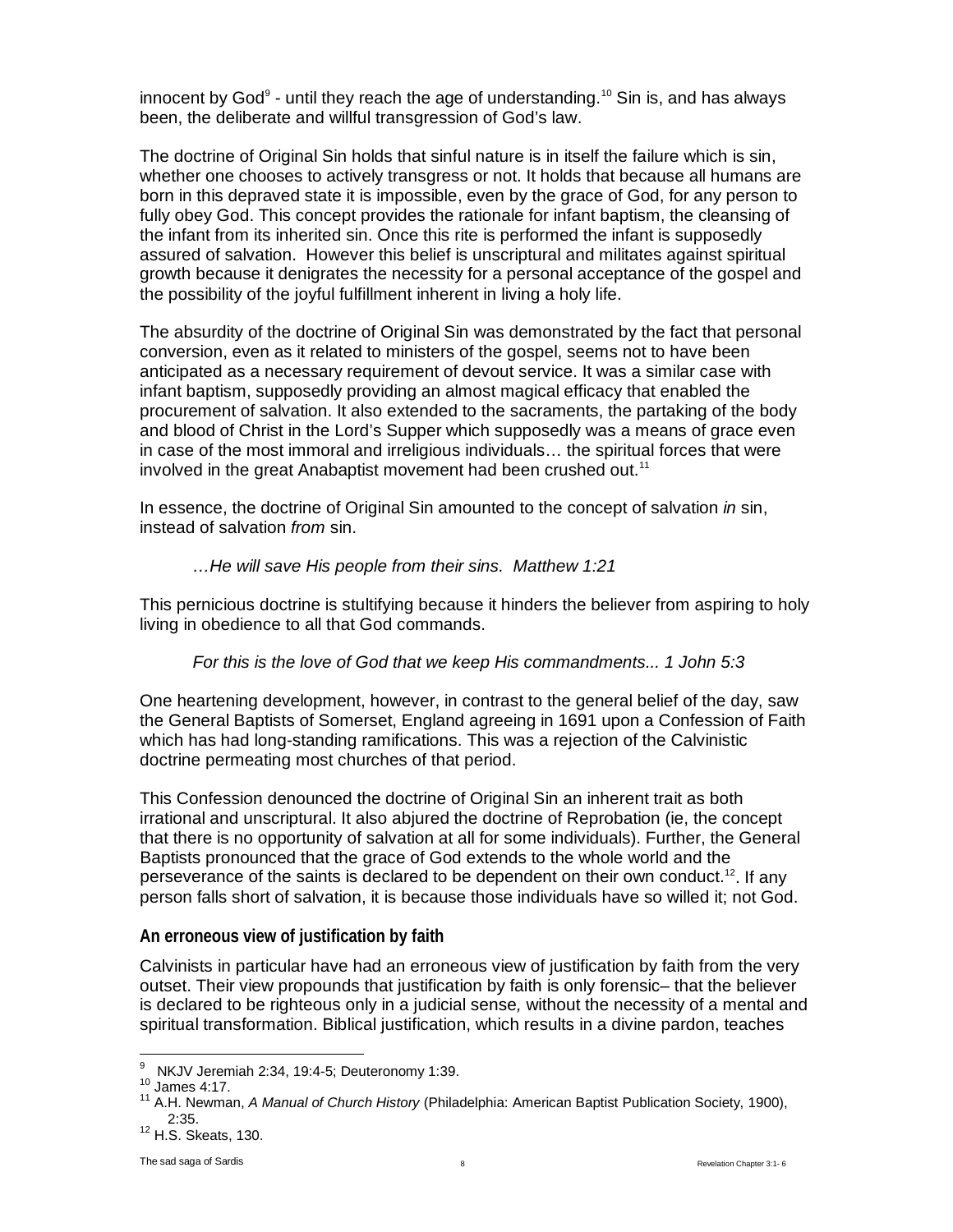innocent by God[9] - until they reach the age of understanding.[10] Sin is, and has always been, the deliberate and willful transgression of God's law.

The doctrine of Original Sin holds that sinful nature is in itself the failure which is sin, whether one chooses to actively transgress or not. It holds that because all humans are born in this depraved state it is impossible, even by the grace of God, for any person to fully obey God. This concept provides the rationale for infant baptism, the cleansing of the infant from its inherited sin. Once this rite is performed the infant is supposedly assured of salvation. However this belief is unscriptural and militates against spiritual growth because it denigrates the necessity for a personal acceptance of the gospel and the possibility of the joyful fulfillment inherent in living a holy life.

The absurdity of the doctrine of Original Sin was demonstrated by the fact that personal conversion, even as it related to ministers of the gospel, seems not to have been anticipated as a necessary requirement of devout service. It was a similar case with infant baptism, supposedly providing an almost magical efficacy that enabled the procurement of salvation. It also extended to the sacraments, the partaking of the body and blood of Christ in the Lord's Supper which supposedly was a means of grace even in case of the most immoral and irreligious individuals… the spiritual forces that were involved in the great Anabaptist movement had been crushed out.[11]

In essence, the doctrine of Original Sin amounted to the concept of salvation *in* sin, instead of salvation *from* sin.

> *…He will save His people from their sins. Matthew 1:21*

This pernicious doctrine is stultifying because it hinders the believer from aspiring to holy living in obedience to all that God commands.

> *For this is the love of God that we keep His commandments... 1 John 5:3*

One heartening development, however, in contrast to the general belief of the day, saw the General Baptists of Somerset, England agreeing in 1691 upon a Confession of Faith which has had long-standing ramifications. This was a rejection of the Calvinistic doctrine permeating most churches of that period.

This Confession denounced the doctrine of Original Sin an inherent trait as both irrational and unscriptural. It also abjured the doctrine of Reprobation (ie, the concept that there is no opportunity of salvation at all for some individuals). Further, the General Baptists pronounced that the grace of God extends to the whole world and the perseverance of the saints is declared to be dependent on their own conduct.[12]. If any person falls short of salvation, it is because those individuals have so willed it; not God.

## An erroneous view of justification by faith

Calvinists in particular have had an erroneous view of justification by faith from the very outset. Their view propounds that justification by faith is only forensic– that the believer is declared to be righteous only in a judicial sense*,* without the necessity of a mental and spiritual transformation. Biblical justification, which results in a divine pardon, teaches

---

[9] NKJV Jeremiah 2:34, 19:4-5; Deuteronomy 1:39.

[10] James 4:17.

[11] A.H. Newman, *A Manual of Church History* (Philadelphia: American Baptist Publication Society, 1900), 2:35.

[12] H.S. Skeats, 130.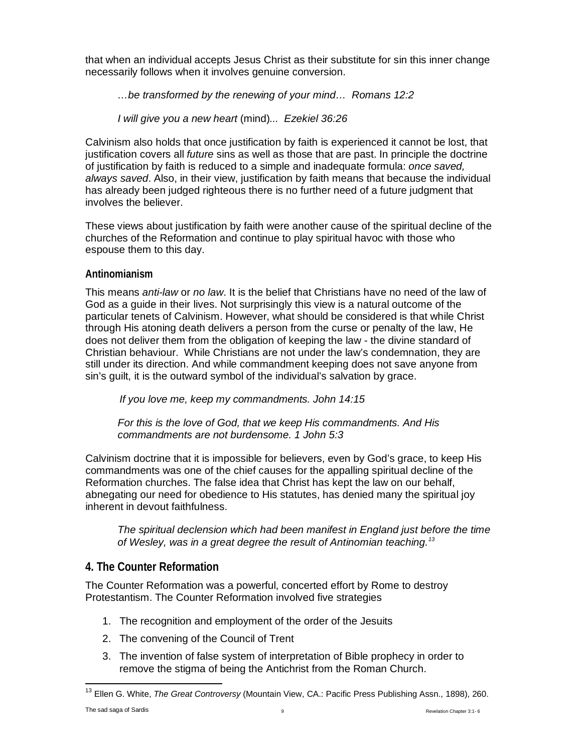that when an individual accepts Jesus Christ as their substitute for sin this inner change necessarily follows when it involves genuine conversion.

> *…be transformed by the renewing of your mind… Romans 12:2*
>
> *I will give you a new heart* (mind)*... Ezekiel 36:26*

Calvinism also holds that once justification by faith is experienced it cannot be lost, that justification covers all *future* sins as well as those that are past. In principle the doctrine of justification by faith is reduced to a simple and inadequate formula: *once saved, always saved*. Also, in their view, justification by faith means that because the individual has already been judged righteous there is no further need of a future judgment that involves the believer.

These views about justification by faith were another cause of the spiritual decline of the churches of the Reformation and continue to play spiritual havoc with those who espouse them to this day.

### Antinomianism

This means *anti-law* or *no law*. It is the belief that Christians have no need of the law of God as a guide in their lives. Not surprisingly this view is a natural outcome of the particular tenets of Calvinism. However, what should be considered is that while Christ through His atoning death delivers a person from the curse or penalty of the law, He does not deliver them from the obligation of keeping the law - the divine standard of Christian behaviour. While Christians are not under the law's condemnation, they are still under its direction. And while commandment keeping does not save anyone from sin's guilt, it is the outward symbol of the individual's salvation by grace.

> *If you love me, keep my commandments. John 14:15*
>
> *For this is the love of God, that we keep His commandments. And His commandments are not burdensome. 1 John 5:3*

Calvinism doctrine that it is impossible for believers, even by God's grace, to keep His commandments was one of the chief causes for the appalling spiritual decline of the Reformation churches. The false idea that Christ has kept the law on our behalf, abnegating our need for obedience to His statutes, has denied many the spiritual joy inherent in devout faithfulness.

> *The spiritual declension which had been manifest in England just before the time of Wesley, was in a great degree the result of Antinomian teaching.*[13]

## 4. The Counter Reformation

The Counter Reformation was a powerful, concerted effort by Rome to destroy Protestantism. The Counter Reformation involved five strategies

1. The recognition and employment of the order of the Jesuits
2. The convening of the Council of Trent
3. The invention of false system of interpretation of Bible prophecy in order to remove the stigma of being the Antichrist from the Roman Church.

---

[13] Ellen G. White, *The Great Controversy* (Mountain View, CA.: Pacific Press Publishing Assn., 1898), 260.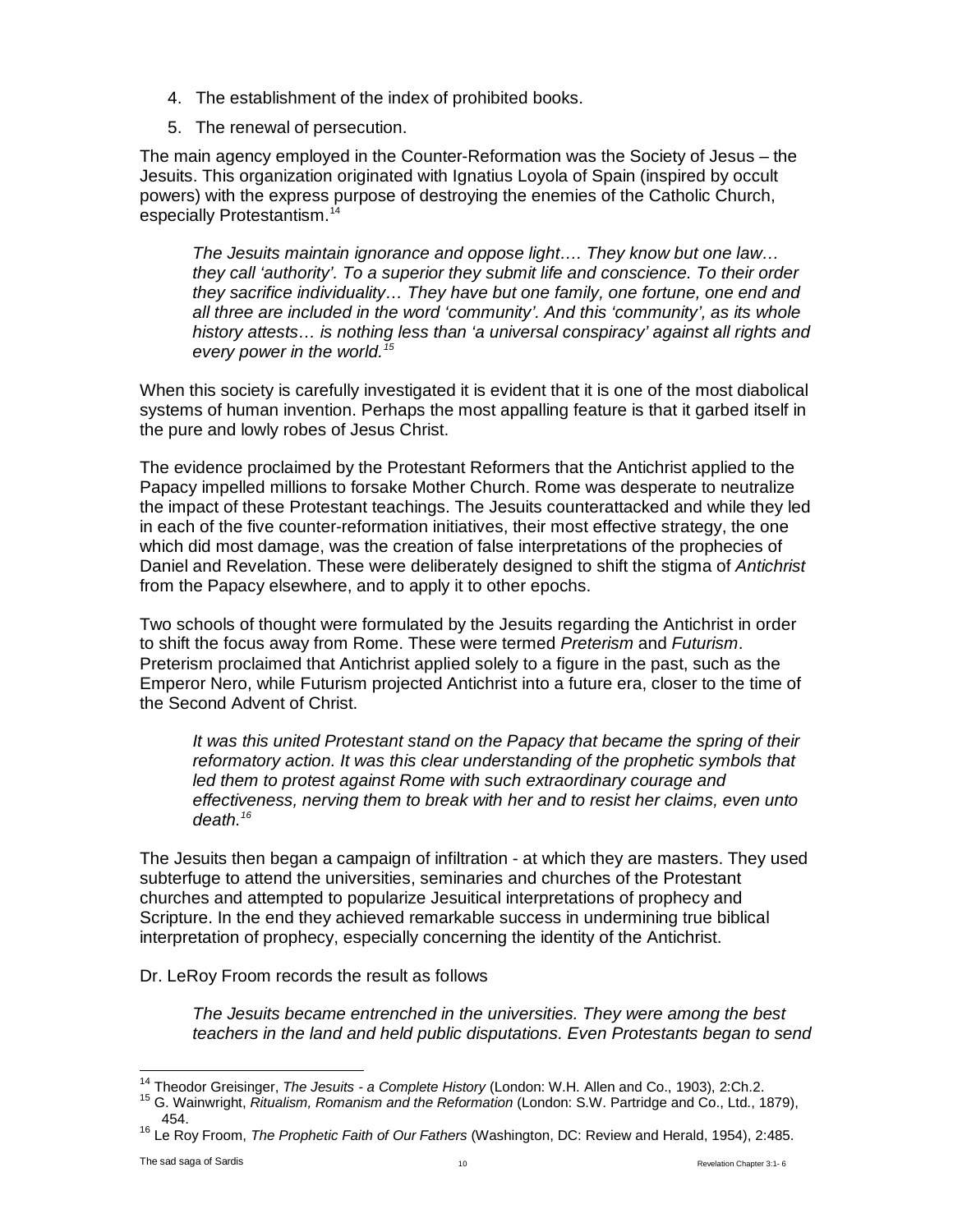4. The establishment of the index of prohibited books.
5. The renewal of persecution.

The main agency employed in the Counter-Reformation was the Society of Jesus – the Jesuits. This organization originated with Ignatius Loyola of Spain (inspired by occult powers) with the express purpose of destroying the enemies of the Catholic Church, especially Protestantism.[14]

> *The Jesuits maintain ignorance and oppose light…. They know but one law… they call 'authority'. To a superior they submit life and conscience. To their order they sacrifice individuality… They have but one family, one fortune, one end and all three are included in the word 'community'. And this 'community', as its whole history attests… is nothing less than 'a universal conspiracy' against all rights and every power in the world.*[15]

When this society is carefully investigated it is evident that it is one of the most diabolical systems of human invention. Perhaps the most appalling feature is that it garbed itself in the pure and lowly robes of Jesus Christ.

The evidence proclaimed by the Protestant Reformers that the Antichrist applied to the Papacy impelled millions to forsake Mother Church. Rome was desperate to neutralize the impact of these Protestant teachings. The Jesuits counterattacked and while they led in each of the five counter-reformation initiatives, their most effective strategy, the one which did most damage, was the creation of false interpretations of the prophecies of Daniel and Revelation. These were deliberately designed to shift the stigma of *Antichrist* from the Papacy elsewhere, and to apply it to other epochs.

Two schools of thought were formulated by the Jesuits regarding the Antichrist in order to shift the focus away from Rome. These were termed *Preterism* and *Futurism*. Preterism proclaimed that Antichrist applied solely to a figure in the past, such as the Emperor Nero, while Futurism projected Antichrist into a future era, closer to the time of the Second Advent of Christ.

> *It was this united Protestant stand on the Papacy that became the spring of their reformatory action. It was this clear understanding of the prophetic symbols that led them to protest against Rome with such extraordinary courage and effectiveness, nerving them to break with her and to resist her claims, even unto death.*[16]

The Jesuits then began a campaign of infiltration - at which they are masters. They used subterfuge to attend the universities, seminaries and churches of the Protestant churches and attempted to popularize Jesuitical interpretations of prophecy and Scripture. In the end they achieved remarkable success in undermining true biblical interpretation of prophecy, especially concerning the identity of the Antichrist.

Dr. LeRoy Froom records the result as follows

> *The Jesuits became entrenched in the universities. They were among the best teachers in the land and held public disputations. Even Protestants began to send*

---

[14] Theodor Greisinger, *The Jesuits - a Complete History* (London: W.H. Allen and Co., 1903), 2:Ch.2.

[15] G. Wainwright, *Ritualism, Romanism and the Reformation* (London: S.W. Partridge and Co., Ltd., 1879), 454.

[16] Le Roy Froom, *The Prophetic Faith of Our Fathers* (Washington, DC: Review and Herald, 1954), 2:485.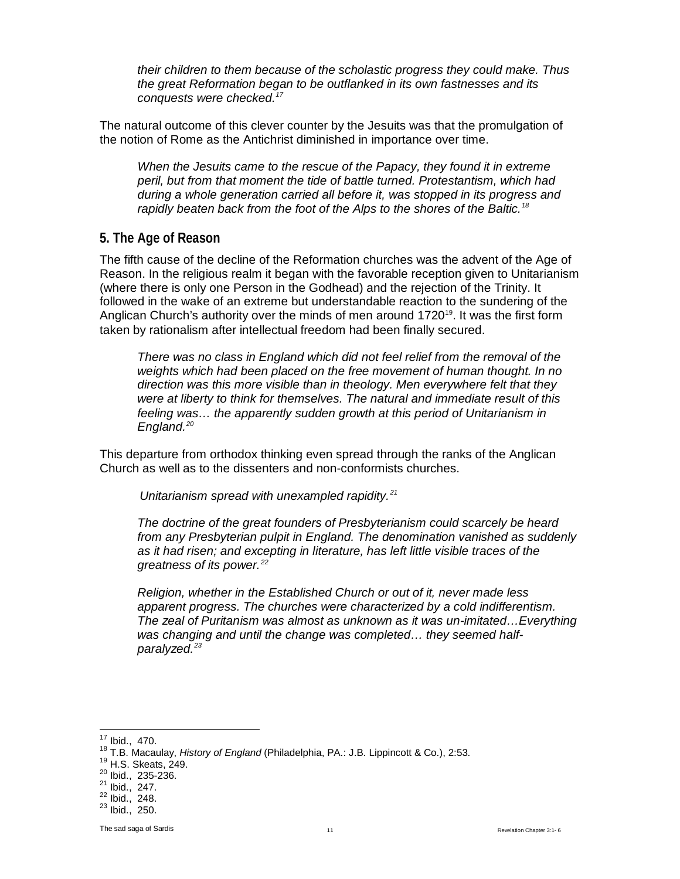*their children to them because of the scholastic progress they could make. Thus the great Reformation began to be outflanked in its own fastnesses and its conquests were checked.*[17]

The natural outcome of this clever counter by the Jesuits was that the promulgation of the notion of Rome as the Antichrist diminished in importance over time.

> *When the Jesuits came to the rescue of the Papacy, they found it in extreme peril, but from that moment the tide of battle turned. Protestantism, which had during a whole generation carried all before it, was stopped in its progress and rapidly beaten back from the foot of the Alps to the shores of the Baltic.*[18]

## 5. The Age of Reason

The fifth cause of the decline of the Reformation churches was the advent of the Age of Reason. In the religious realm it began with the favorable reception given to Unitarianism (where there is only one Person in the Godhead) and the rejection of the Trinity. It followed in the wake of an extreme but understandable reaction to the sundering of the Anglican Church's authority over the minds of men around 1720[19]. It was the first form taken by rationalism after intellectual freedom had been finally secured.

> *There was no class in England which did not feel relief from the removal of the weights which had been placed on the free movement of human thought. In no direction was this more visible than in theology. Men everywhere felt that they were at liberty to think for themselves. The natural and immediate result of this feeling was… the apparently sudden growth at this period of Unitarianism in England.*[20]

This departure from orthodox thinking even spread through the ranks of the Anglican Church as well as to the dissenters and non-conformists churches.

> *Unitarianism spread with unexampled rapidity.*[21]

> *The doctrine of the great founders of Presbyterianism could scarcely be heard from any Presbyterian pulpit in England. The denomination vanished as suddenly as it had risen; and excepting in literature, has left little visible traces of the greatness of its power.*[22]

> *Religion, whether in the Established Church or out of it, never made less apparent progress. The churches were characterized by a cold indifferentism. The zeal of Puritanism was almost as unknown as it was un-imitated…Everything was changing and until the change was completed… they seemed half-paralyzed.*[23]

---

[17] Ibid., 470.
[18] T.B. Macaulay, *History of England* (Philadelphia, PA.: J.B. Lippincott & Co.), 2:53.
[19] H.S. Skeats, 249.
[20] Ibid., 235-236.
[21] Ibid., 247.
[22] Ibid., 248.
[23] Ibid., 250.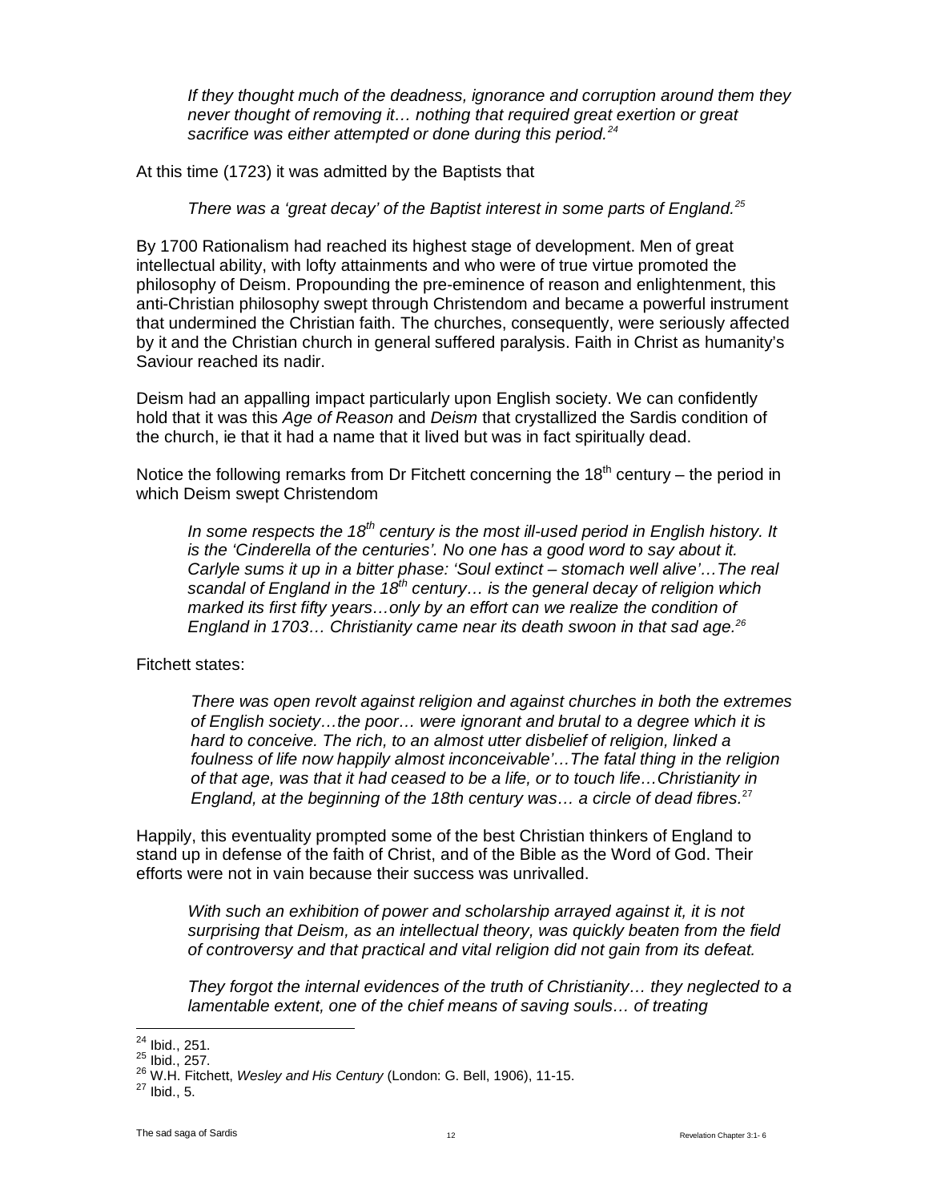*If they thought much of the deadness, ignorance and corruption around them they never thought of removing it… nothing that required great exertion or great sacrifice was either attempted or done during this period.*[24]

At this time (1723) it was admitted by the Baptists that

*There was a 'great decay' of the Baptist interest in some parts of England.*[25]

By 1700 Rationalism had reached its highest stage of development. Men of great intellectual ability, with lofty attainments and who were of true virtue promoted the philosophy of Deism. Propounding the pre-eminence of reason and enlightenment, this anti-Christian philosophy swept through Christendom and became a powerful instrument that undermined the Christian faith. The churches, consequently, were seriously affected by it and the Christian church in general suffered paralysis. Faith in Christ as humanity's Saviour reached its nadir.

Deism had an appalling impact particularly upon English society. We can confidently hold that it was this *Age of Reason* and *Deism* that crystallized the Sardis condition of the church, ie that it had a name that it lived but was in fact spiritually dead.

Notice the following remarks from Dr Fitchett concerning the 18th century – the period in which Deism swept Christendom

*In some respects the 18th century is the most ill-used period in English history. It is the 'Cinderella of the centuries'. No one has a good word to say about it. Carlyle sums it up in a bitter phase: 'Soul extinct – stomach well alive'…The real scandal of England in the 18th century… is the general decay of religion which marked its first fifty years…only by an effort can we realize the condition of England in 1703… Christianity came near its death swoon in that sad age.*[26]

Fitchett states:

*There was open revolt against religion and against churches in both the extremes of English society…the poor… were ignorant and brutal to a degree which it is hard to conceive. The rich, to an almost utter disbelief of religion, linked a foulness of life now happily almost inconceivable'…The fatal thing in the religion of that age, was that it had ceased to be a life, or to touch life…Christianity in England, at the beginning of the 18th century was… a circle of dead fibres.*[27]

Happily, this eventuality prompted some of the best Christian thinkers of England to stand up in defense of the faith of Christ, and of the Bible as the Word of God. Their efforts were not in vain because their success was unrivalled.

*With such an exhibition of power and scholarship arrayed against it, it is not surprising that Deism, as an intellectual theory, was quickly beaten from the field of controversy and that practical and vital religion did not gain from its defeat.*

*They forgot the internal evidences of the truth of Christianity… they neglected to a lamentable extent, one of the chief means of saving souls… of treating*

---

[24] Ibid., 251.
[25] Ibid., 257.
[26] W.H. Fitchett, *Wesley and His Century* (London: G. Bell, 1906), 11-15.
[27] Ibid., 5.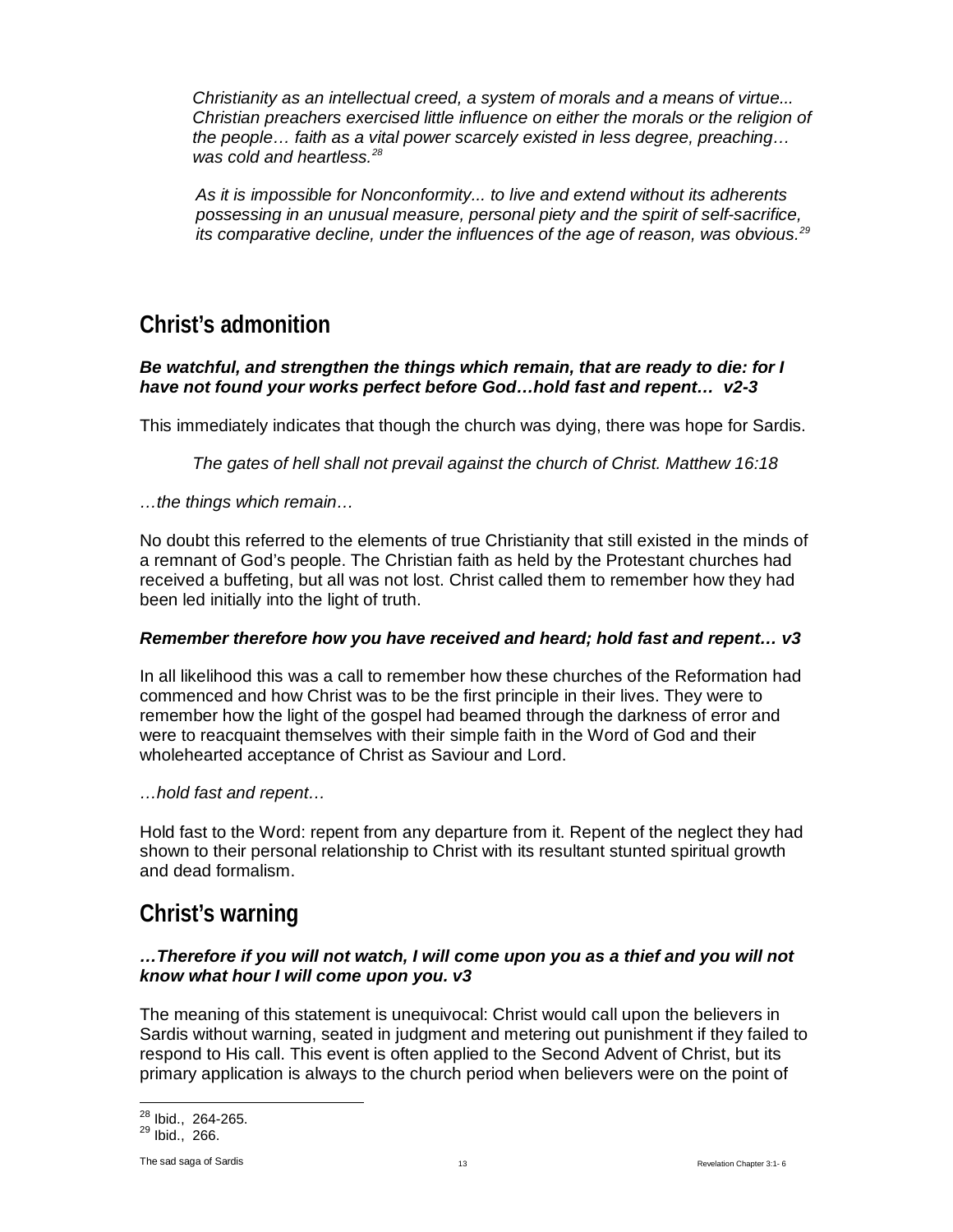*Christianity as an intellectual creed, a system of morals and a means of virtue... Christian preachers exercised little influence on either the morals or the religion of the people… faith as a vital power scarcely existed in less degree, preaching… was cold and heartless.*[28]

*As it is impossible for Nonconformity... to live and extend without its adherents possessing in an unusual measure, personal piety and the spirit of self-sacrifice, its comparative decline, under the influences of the age of reason, was obvious.*[29]

## Christ's admonition

***Be watchful, and strengthen the things which remain, that are ready to die: for I have not found your works perfect before God…hold fast and repent… v2-3***

This immediately indicates that though the church was dying, there was hope for Sardis.

*The gates of hell shall not prevail against the church of Christ. Matthew 16:18*

*…the things which remain…*

No doubt this referred to the elements of true Christianity that still existed in the minds of a remnant of God's people. The Christian faith as held by the Protestant churches had received a buffeting, but all was not lost. Christ called them to remember how they had been led initially into the light of truth.

***Remember therefore how you have received and heard; hold fast and repent… v3***

In all likelihood this was a call to remember how these churches of the Reformation had commenced and how Christ was to be the first principle in their lives. They were to remember how the light of the gospel had beamed through the darkness of error and were to reacquaint themselves with their simple faith in the Word of God and their wholehearted acceptance of Christ as Saviour and Lord.

*…hold fast and repent…*

Hold fast to the Word: repent from any departure from it. Repent of the neglect they had shown to their personal relationship to Christ with its resultant stunted spiritual growth and dead formalism.

## Christ's warning

***…Therefore if you will not watch, I will come upon you as a thief and you will not know what hour I will come upon you. v3***

The meaning of this statement is unequivocal: Christ would call upon the believers in Sardis without warning, seated in judgment and metering out punishment if they failed to respond to His call. This event is often applied to the Second Advent of Christ, but its primary application is always to the church period when believers were on the point of

[28] Ibid., 264-265.
[29] Ibid., 266.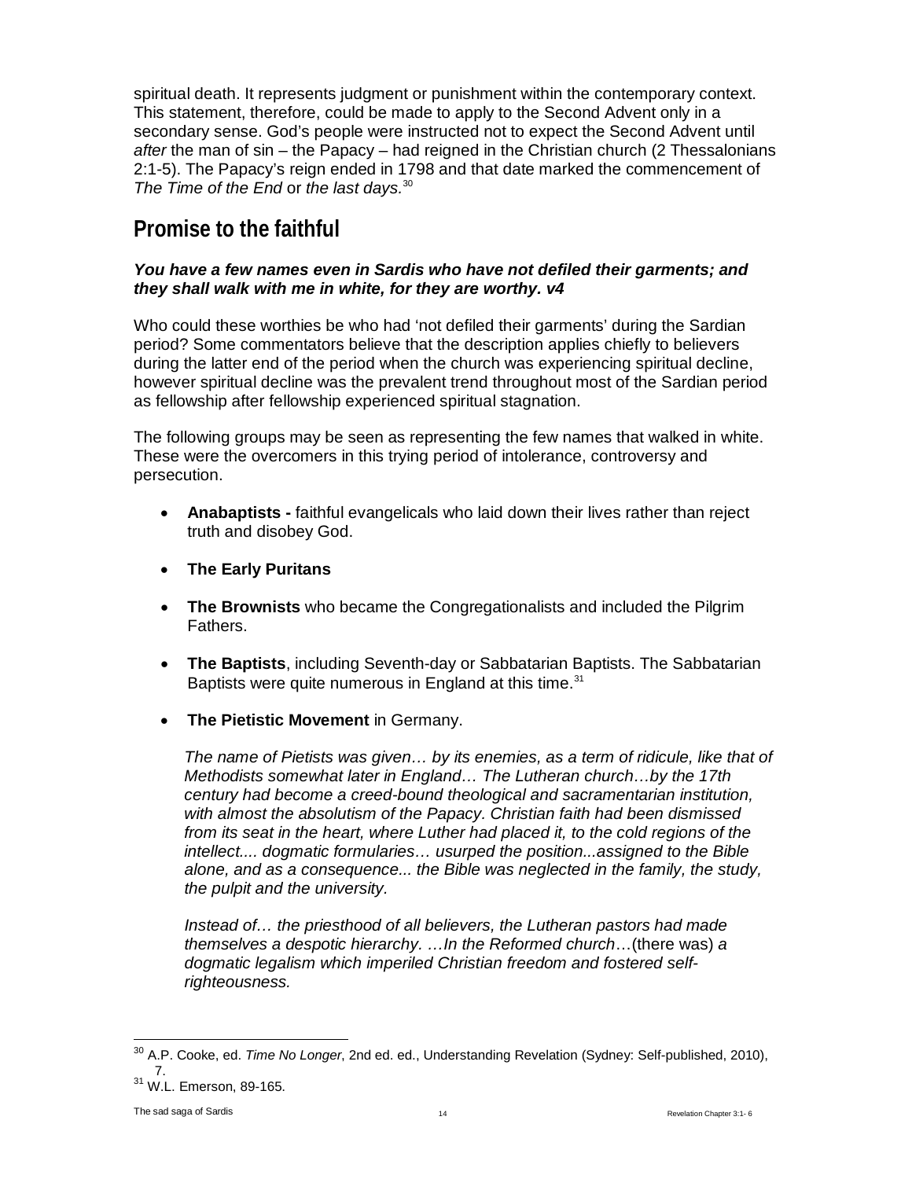spiritual death. It represents judgment or punishment within the contemporary context. This statement, therefore, could be made to apply to the Second Advent only in a secondary sense. God's people were instructed not to expect the Second Advent until *after* the man of sin – the Papacy – had reigned in the Christian church (2 Thessalonians 2:1-5). The Papacy's reign ended in 1798 and that date marked the commencement of *The Time of the End* or *the last days.*[30]

## Promise to the faithful

***You have a few names even in Sardis who have not defiled their garments; and they shall walk with me in white, for they are worthy. v4***

Who could these worthies be who had 'not defiled their garments' during the Sardian period? Some commentators believe that the description applies chiefly to believers during the latter end of the period when the church was experiencing spiritual decline, however spiritual decline was the prevalent trend throughout most of the Sardian period as fellowship after fellowship experienced spiritual stagnation.

The following groups may be seen as representing the few names that walked in white. These were the overcomers in this trying period of intolerance, controversy and persecution.

- **Anabaptists -** faithful evangelicals who laid down their lives rather than reject truth and disobey God.
- **The Early Puritans**
- **The Brownists** who became the Congregationalists and included the Pilgrim Fathers.
- **The Baptists**, including Seventh-day or Sabbatarian Baptists. The Sabbatarian Baptists were quite numerous in England at this time.[31]
- **The Pietistic Movement** in Germany.

  *The name of Pietists was given… by its enemies, as a term of ridicule, like that of Methodists somewhat later in England… The Lutheran church…by the 17th century had become a creed-bound theological and sacramentarian institution, with almost the absolutism of the Papacy. Christian faith had been dismissed from its seat in the heart, where Luther had placed it, to the cold regions of the intellect.... dogmatic formularies… usurped the position...assigned to the Bible alone, and as a consequence... the Bible was neglected in the family, the study, the pulpit and the university.*

  *Instead of… the priesthood of all believers, the Lutheran pastors had made themselves a despotic hierarchy. …In the Reformed church*…(there was) *a dogmatic legalism which imperiled Christian freedom and fostered self-righteousness.*

---

[30] A.P. Cooke, ed. *Time No Longer*, 2nd ed. ed., Understanding Revelation (Sydney: Self-published, 2010), 7.

[31] W.L. Emerson, 89-165.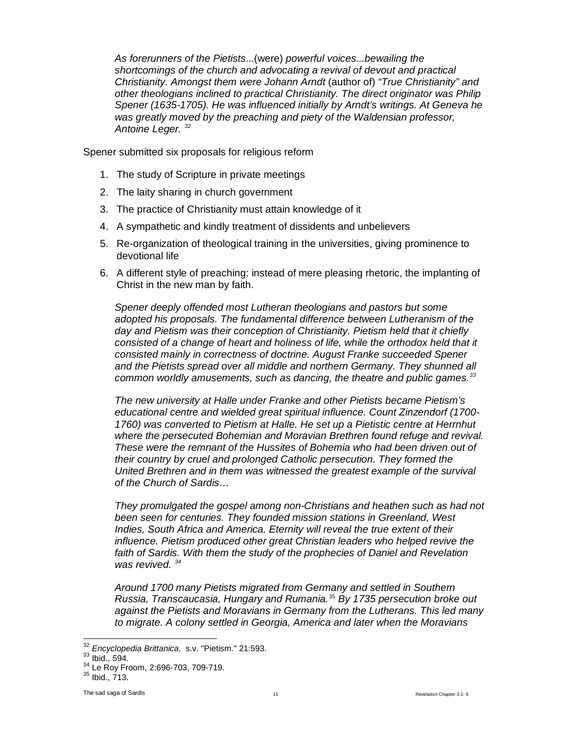*As forerunners of the Pietists*...(were) *powerful voices...bewailing the shortcomings of the church and advocating a revival of devout and practical Christianity. Amongst them were Johann Arndt* (author of) *"True Christianity" and other theologians inclined to practical Christianity. The direct originator was Philip Spener (1635-1705). He was influenced initially by Arndt's writings. At Geneva he was greatly moved by the preaching and piety of the Waldensian professor, Antoine Leger.* [32]

Spener submitted six proposals for religious reform

1. The study of Scripture in private meetings
2. The laity sharing in church government
3. The practice of Christianity must attain knowledge of it
4. A sympathetic and kindly treatment of dissidents and unbelievers
5. Re-organization of theological training in the universities, giving prominence to devotional life
6. A different style of preaching: instead of mere pleasing rhetoric, the implanting of Christ in the new man by faith.

*Spener deeply offended most Lutheran theologians and pastors but some adopted his proposals. The fundamental difference between Lutheranism of the day and Pietism was their conception of Christianity. Pietism held that it chiefly consisted of a change of heart and holiness of life, while the orthodox held that it consisted mainly in correctness of doctrine. August Franke succeeded Spener and the Pietists spread over all middle and northern Germany. They shunned all common worldly amusements, such as dancing, the theatre and public games.*[33]

*The new university at Halle under Franke and other Pietists became Pietism's educational centre and wielded great spiritual influence. Count Zinzendorf (1700-1760) was converted to Pietism at Halle. He set up a Pietistic centre at Herrnhut where the persecuted Bohemian and Moravian Brethren found refuge and revival. These were the remnant of the Hussites of Bohemia who had been driven out of their country by cruel and prolonged Catholic persecution. They formed the United Brethren and in them was witnessed the greatest example of the survival of the Church of Sardis…*

*They promulgated the gospel among non-Christians and heathen such as had not been seen for centuries. They founded mission stations in Greenland, West Indies, South Africa and America. Eternity will reveal the true extent of their influence. Pietism produced other great Christian leaders who helped revive the faith of Sardis. With them the study of the prophecies of Daniel and Revelation was revived.* [34]

*Around 1700 many Pietists migrated from Germany and settled in Southern Russia, Transcaucasia, Hungary and Rumania.*[35] *By 1735 persecution broke out against the Pietists and Moravians in Germany from the Lutherans. This led many to migrate. A colony settled in Georgia, America and later when the Moravians*

---

[32] *Encyclopedia Brittanica*, s.v. "Pietism." 21:593.
[33] Ibid., 594.
[34] Le Roy Froom, 2:696-703, 709-719.
[35] Ibid., 713.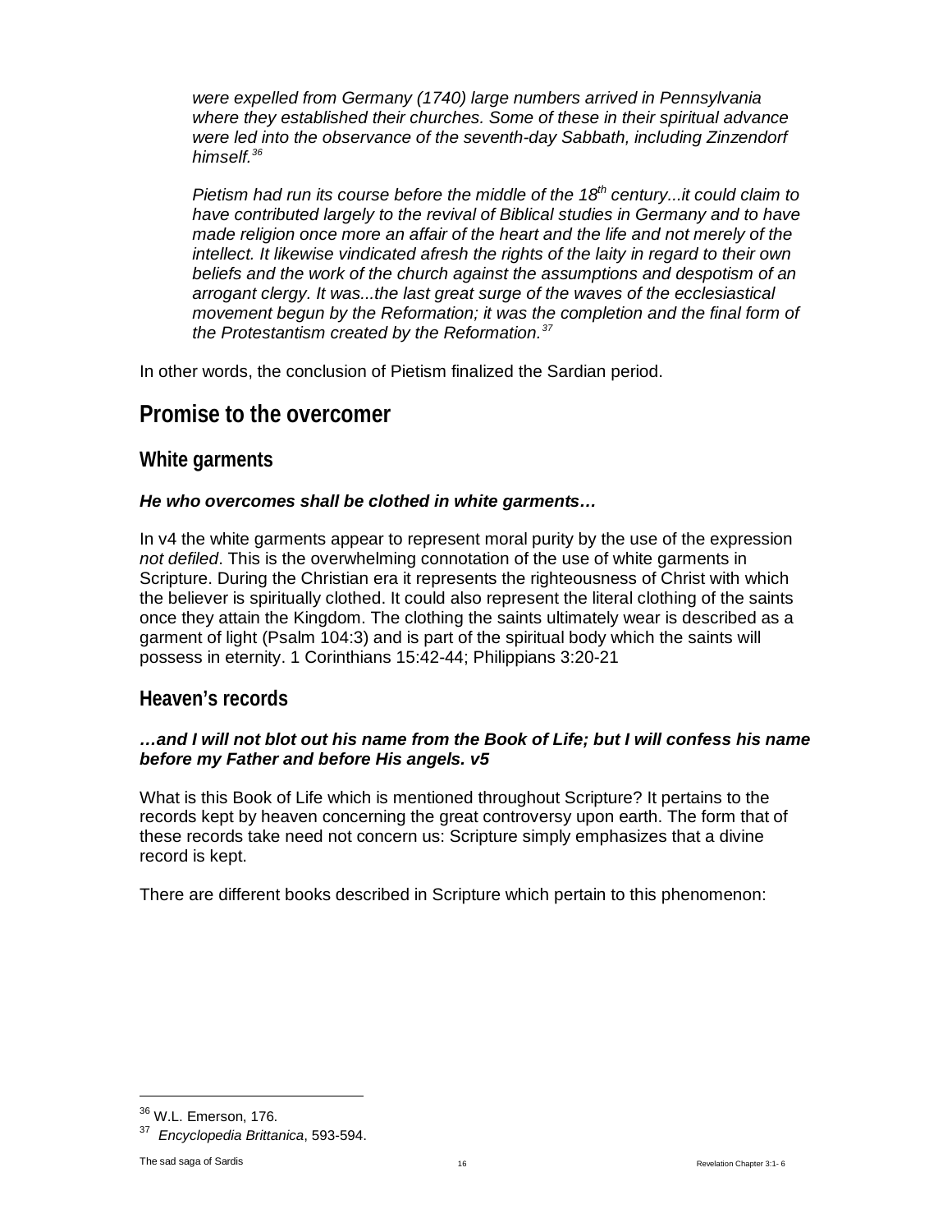*were expelled from Germany (1740) large numbers arrived in Pennsylvania where they established their churches. Some of these in their spiritual advance were led into the observance of the seventh-day Sabbath, including Zinzendorf himself.*[36]

*Pietism had run its course before the middle of the 18th century...it could claim to have contributed largely to the revival of Biblical studies in Germany and to have made religion once more an affair of the heart and the life and not merely of the intellect. It likewise vindicated afresh the rights of the laity in regard to their own beliefs and the work of the church against the assumptions and despotism of an arrogant clergy. It was...the last great surge of the waves of the ecclesiastical movement begun by the Reformation; it was the completion and the final form of the Protestantism created by the Reformation.*[37]

In other words, the conclusion of Pietism finalized the Sardian period.

## Promise to the overcomer

### White garments

***He who overcomes shall be clothed in white garments…***

In v4 the white garments appear to represent moral purity by the use of the expression *not defiled*. This is the overwhelming connotation of the use of white garments in Scripture. During the Christian era it represents the righteousness of Christ with which the believer is spiritually clothed. It could also represent the literal clothing of the saints once they attain the Kingdom. The clothing the saints ultimately wear is described as a garment of light (Psalm 104:3) and is part of the spiritual body which the saints will possess in eternity. 1 Corinthians 15:42-44; Philippians 3:20-21

### Heaven's records

***…and I will not blot out his name from the Book of Life; but I will confess his name before my Father and before His angels. v5***

What is this Book of Life which is mentioned throughout Scripture? It pertains to the records kept by heaven concerning the great controversy upon earth. The form that of these records take need not concern us: Scripture simply emphasizes that a divine record is kept.

There are different books described in Scripture which pertain to this phenomenon:

---

[36] W.L. Emerson, 176.

[37] *Encyclopedia Brittanica*, 593-594.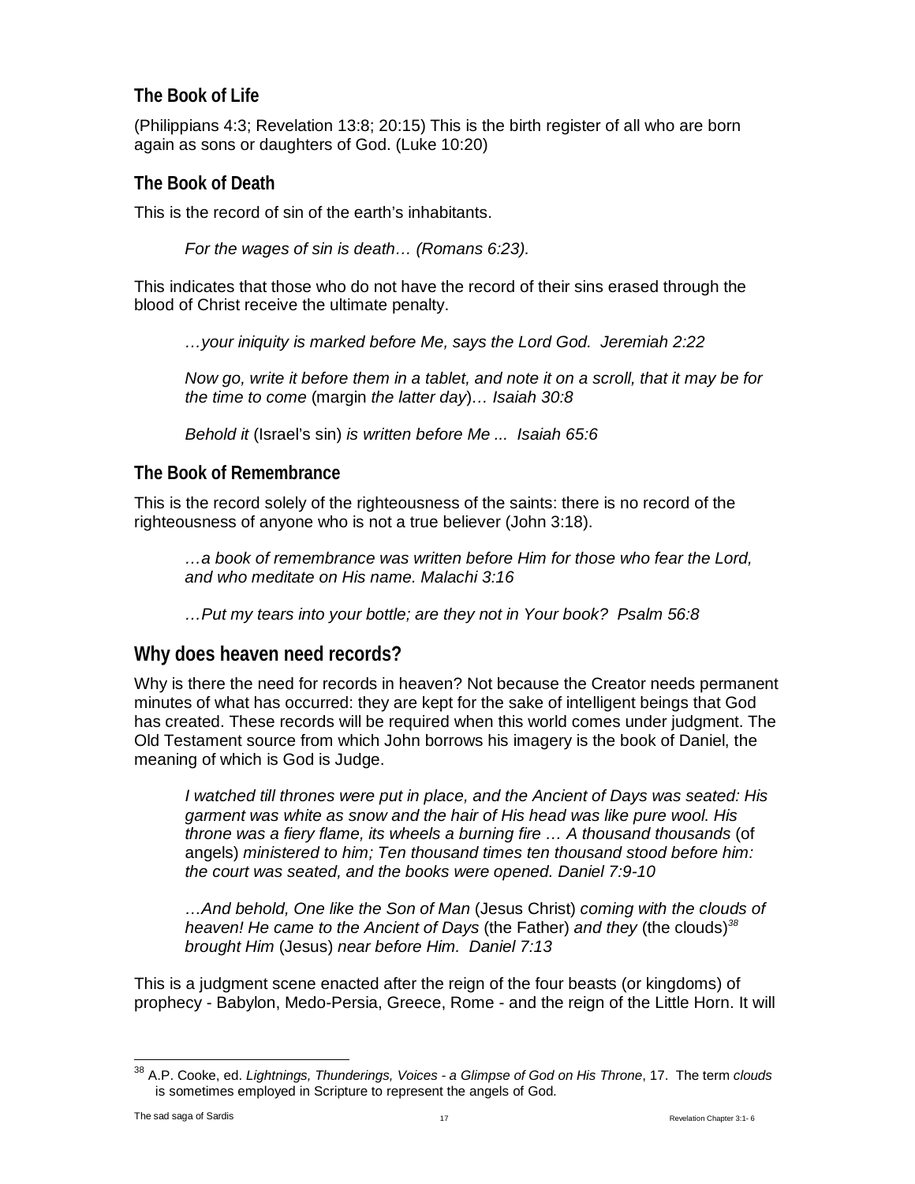### The Book of Life

(Philippians 4:3; Revelation 13:8; 20:15) This is the birth register of all who are born again as sons or daughters of God. (Luke 10:20)

### The Book of Death

This is the record of sin of the earth's inhabitants.

> *For the wages of sin is death… (Romans 6:23).*

This indicates that those who do not have the record of their sins erased through the blood of Christ receive the ultimate penalty.

> *…your iniquity is marked before Me, says the Lord God. Jeremiah 2:22*
>
> *Now go, write it before them in a tablet, and note it on a scroll, that it may be for the time to come* (margin *the latter day*)*… Isaiah 30:8*
>
> *Behold it* (Israel's sin) *is written before Me ... Isaiah 65:6*

### The Book of Remembrance

This is the record solely of the righteousness of the saints: there is no record of the righteousness of anyone who is not a true believer (John 3:18).

> *…a book of remembrance was written before Him for those who fear the Lord, and who meditate on His name. Malachi 3:16*
>
> *…Put my tears into your bottle; are they not in Your book? Psalm 56:8*

## Why does heaven need records?

Why is there the need for records in heaven? Not because the Creator needs permanent minutes of what has occurred: they are kept for the sake of intelligent beings that God has created. These records will be required when this world comes under judgment. The Old Testament source from which John borrows his imagery is the book of Daniel, the meaning of which is God is Judge.

> *I watched till thrones were put in place, and the Ancient of Days was seated: His garment was white as snow and the hair of His head was like pure wool. His throne was a fiery flame, its wheels a burning fire … A thousand thousands* (of angels) *ministered to him; Ten thousand times ten thousand stood before him: the court was seated, and the books were opened. Daniel 7:9-10*
>
> *…And behold, One like the Son of Man* (Jesus Christ) *coming with the clouds of heaven! He came to the Ancient of Days* (the Father) *and they* (the clouds)[38] *brought Him* (Jesus) *near before Him. Daniel 7:13*

This is a judgment scene enacted after the reign of the four beasts (or kingdoms) of prophecy - Babylon, Medo-Persia, Greece, Rome - and the reign of the Little Horn. It will

---

[38] A.P. Cooke, ed. *Lightnings, Thunderings, Voices - a Glimpse of God on His Throne*, 17. The term *clouds* is sometimes employed in Scripture to represent the angels of God.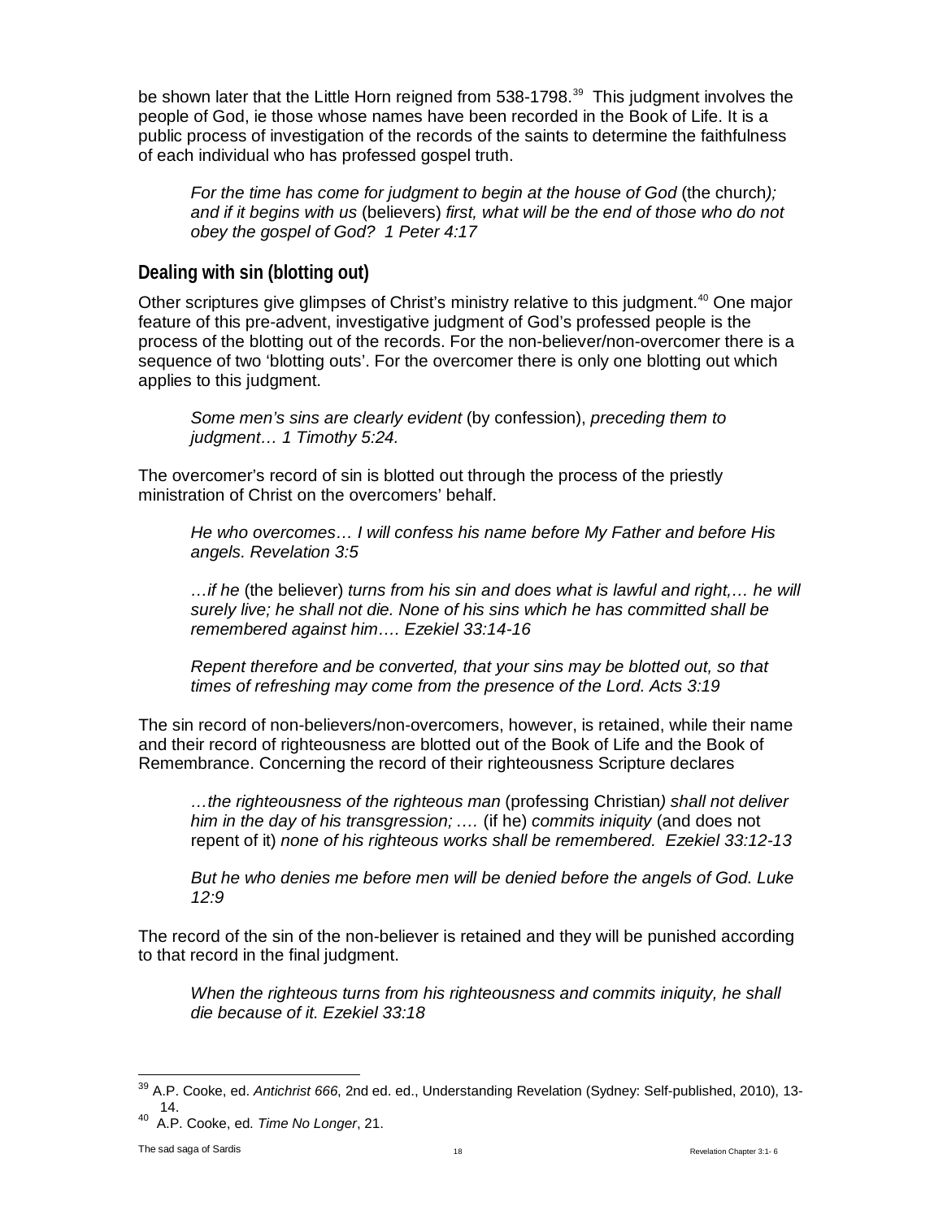be shown later that the Little Horn reigned from 538-1798.[39] This judgment involves the people of God, ie those whose names have been recorded in the Book of Life. It is a public process of investigation of the records of the saints to determine the faithfulness of each individual who has professed gospel truth.

> *For the time has come for judgment to begin at the house of God* (the church*); and if it begins with us* (believers) *first, what will be the end of those who do not obey the gospel of God? 1 Peter 4:17*

## Dealing with sin (blotting out)

Other scriptures give glimpses of Christ's ministry relative to this judgment.[40] One major feature of this pre-advent, investigative judgment of God's professed people is the process of the blotting out of the records. For the non-believer/non-overcomer there is a sequence of two 'blotting outs'. For the overcomer there is only one blotting out which applies to this judgment.

> *Some men's sins are clearly evident* (by confession), *preceding them to judgment… 1 Timothy 5:24.*

The overcomer's record of sin is blotted out through the process of the priestly ministration of Christ on the overcomers' behalf.

> *He who overcomes… I will confess his name before My Father and before His angels. Revelation 3:5*
>
> *…if he* (the believer) *turns from his sin and does what is lawful and right,… he will surely live; he shall not die. None of his sins which he has committed shall be remembered against him…. Ezekiel 33:14-16*
>
> *Repent therefore and be converted, that your sins may be blotted out, so that times of refreshing may come from the presence of the Lord. Acts 3:19*

The sin record of non-believers/non-overcomers, however, is retained, while their name and their record of righteousness are blotted out of the Book of Life and the Book of Remembrance. Concerning the record of their righteousness Scripture declares

> *…the righteousness of the righteous man* (professing Christian*) shall not deliver him in the day of his transgression; ….* (if he) *commits iniquity* (and does not repent of it) *none of his righteous works shall be remembered. Ezekiel 33:12-13*
>
> *But he who denies me before men will be denied before the angels of God. Luke 12:9*

The record of the sin of the non-believer is retained and they will be punished according to that record in the final judgment.

> *When the righteous turns from his righteousness and commits iniquity, he shall die because of it. Ezekiel 33:18*

---

[39] A.P. Cooke, ed. *Antichrist 666*, 2nd ed. ed., Understanding Revelation (Sydney: Self-published, 2010), 13-14.

[40] A.P. Cooke, ed. *Time No Longer*, 21.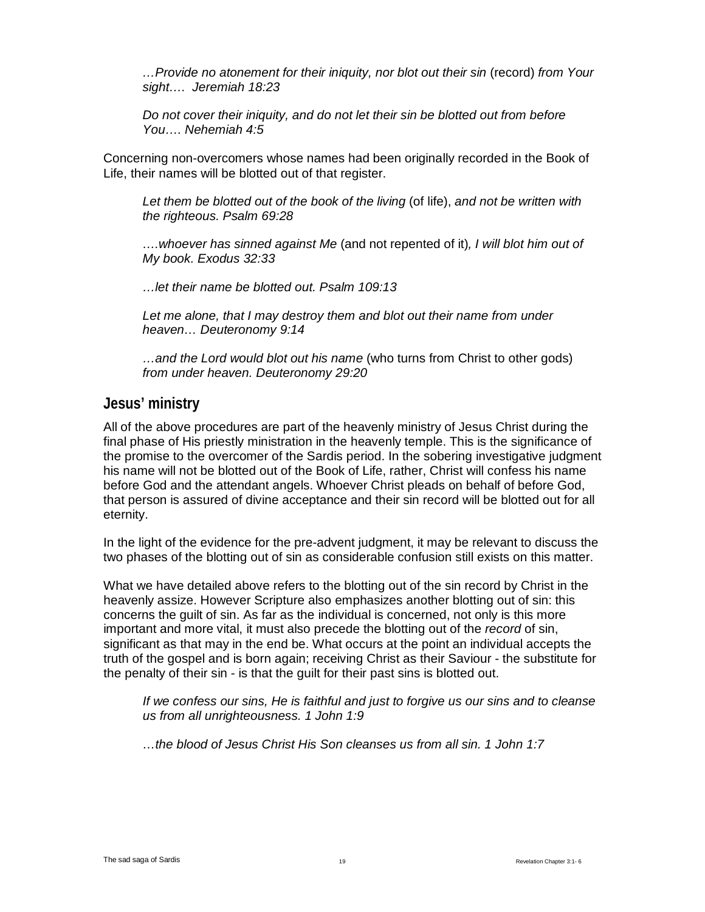*…Provide no atonement for their iniquity, nor blot out their sin* (record) *from Your sight…. Jeremiah 18:23*

*Do not cover their iniquity, and do not let their sin be blotted out from before You…. Nehemiah 4:5*

Concerning non-overcomers whose names had been originally recorded in the Book of Life, their names will be blotted out of that register.

*Let them be blotted out of the book of the living* (of life), *and not be written with the righteous. Psalm 69:28*

*….whoever has sinned against Me* (and not repented of it)*, I will blot him out of My book. Exodus 32:33*

*…let their name be blotted out. Psalm 109:13*

*Let me alone, that I may destroy them and blot out their name from under heaven… Deuteronomy 9:14*

*…and the Lord would blot out his name* (who turns from Christ to other gods) *from under heaven. Deuteronomy 29:20*

## Jesus' ministry

All of the above procedures are part of the heavenly ministry of Jesus Christ during the final phase of His priestly ministration in the heavenly temple. This is the significance of the promise to the overcomer of the Sardis period. In the sobering investigative judgment his name will not be blotted out of the Book of Life, rather, Christ will confess his name before God and the attendant angels. Whoever Christ pleads on behalf of before God, that person is assured of divine acceptance and their sin record will be blotted out for all eternity.

In the light of the evidence for the pre-advent judgment, it may be relevant to discuss the two phases of the blotting out of sin as considerable confusion still exists on this matter.

What we have detailed above refers to the blotting out of the sin record by Christ in the heavenly assize. However Scripture also emphasizes another blotting out of sin: this concerns the guilt of sin. As far as the individual is concerned, not only is this more important and more vital, it must also precede the blotting out of the *record* of sin, significant as that may in the end be. What occurs at the point an individual accepts the truth of the gospel and is born again; receiving Christ as their Saviour - the substitute for the penalty of their sin - is that the guilt for their past sins is blotted out.

*If we confess our sins, He is faithful and just to forgive us our sins and to cleanse us from all unrighteousness. 1 John 1:9*

*…the blood of Jesus Christ His Son cleanses us from all sin. 1 John 1:7*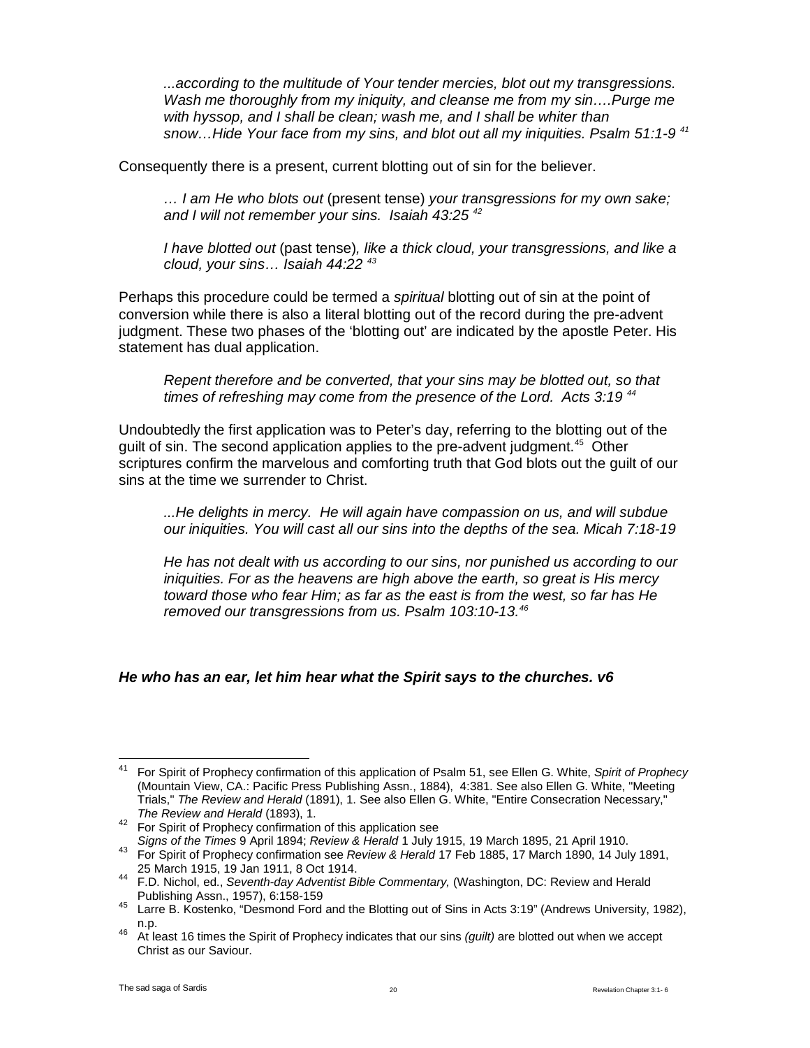> *...according to the multitude of Your tender mercies, blot out my transgressions. Wash me thoroughly from my iniquity, and cleanse me from my sin….Purge me with hyssop, and I shall be clean; wash me, and I shall be whiter than snow…Hide Your face from my sins, and blot out all my iniquities. Psalm 51:1-9* [41]

Consequently there is a present, current blotting out of sin for the believer.

> *… I am He who blots out* (present tense) *your transgressions for my own sake; and I will not remember your sins. Isaiah 43:25* [42]

> *I have blotted out* (past tense)*, like a thick cloud, your transgressions, and like a cloud, your sins… Isaiah 44:22* [43]

Perhaps this procedure could be termed a *spiritual* blotting out of sin at the point of conversion while there is also a literal blotting out of the record during the pre-advent judgment. These two phases of the 'blotting out' are indicated by the apostle Peter. His statement has dual application.

> *Repent therefore and be converted, that your sins may be blotted out, so that times of refreshing may come from the presence of the Lord. Acts 3:19* [44]

Undoubtedly the first application was to Peter's day, referring to the blotting out of the guilt of sin. The second application applies to the pre-advent judgment.[45] Other scriptures confirm the marvelous and comforting truth that God blots out the guilt of our sins at the time we surrender to Christ.

> *...He delights in mercy. He will again have compassion on us, and will subdue our iniquities. You will cast all our sins into the depths of the sea. Micah 7:18-19*

> *He has not dealt with us according to our sins, nor punished us according to our iniquities. For as the heavens are high above the earth, so great is His mercy toward those who fear Him; as far as the east is from the west, so far has He removed our transgressions from us. Psalm 103:10-13.*[46]

***He who has an ear, let him hear what the Spirit says to the churches. v6***

---

[41] For Spirit of Prophecy confirmation of this application of Psalm 51, see Ellen G. White, *Spirit of Prophecy* (Mountain View, CA.: Pacific Press Publishing Assn., 1884), 4:381. See also Ellen G. White, "Meeting Trials," *The Review and Herald* (1891), 1. See also Ellen G. White, "Entire Consecration Necessary," *The Review and Herald* (1893), 1.

[42] For Spirit of Prophecy confirmation of this application see *Signs of the Times* 9 April 1894; *Review & Herald* 1 July 1915, 19 March 1895, 21 April 1910.

[43] For Spirit of Prophecy confirmation see *Review & Herald* 17 Feb 1885, 17 March 1890, 14 July 1891, 25 March 1915, 19 Jan 1911, 8 Oct 1914.

[44] F.D. Nichol, ed., *Seventh-day Adventist Bible Commentary,* (Washington, DC: Review and Herald Publishing Assn., 1957), 6:158-159

[45] Larre B. Kostenko, "Desmond Ford and the Blotting out of Sins in Acts 3:19" (Andrews University, 1982), n.p.

[46] At least 16 times the Spirit of Prophecy indicates that our sins *(guilt)* are blotted out when we accept Christ as our Saviour.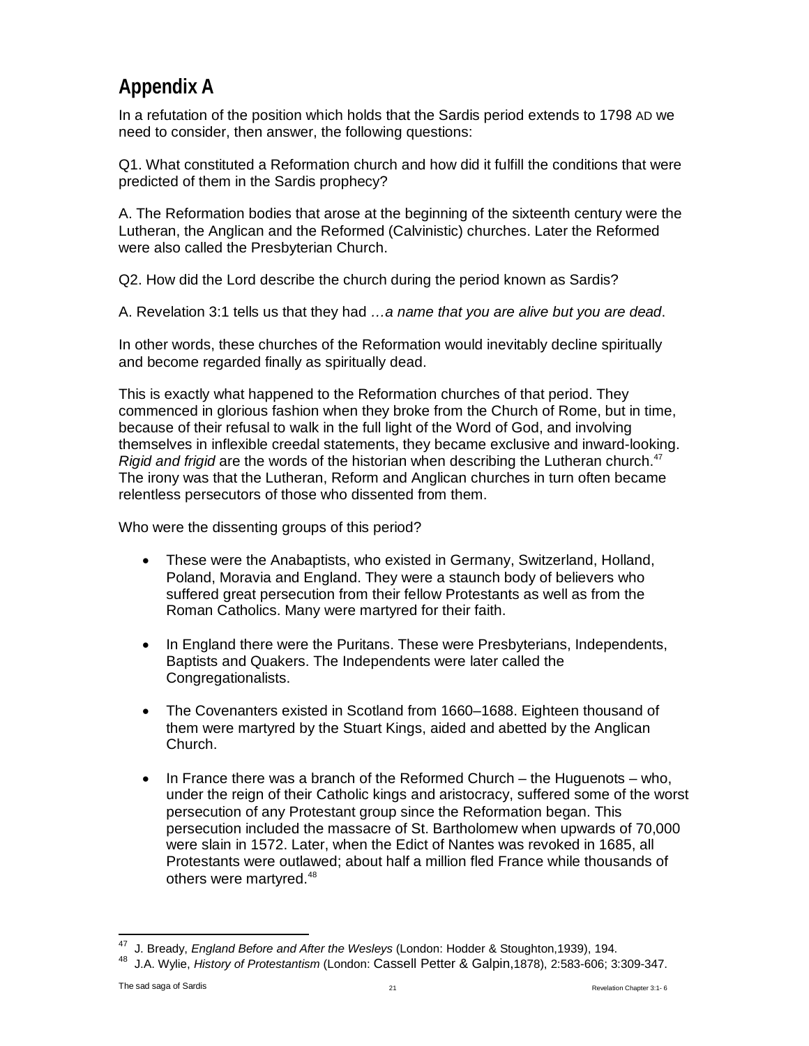# Appendix A

In a refutation of the position which holds that the Sardis period extends to 1798 AD we need to consider, then answer, the following questions:

Q1. What constituted a Reformation church and how did it fulfill the conditions that were predicted of them in the Sardis prophecy?

A. The Reformation bodies that arose at the beginning of the sixteenth century were the Lutheran, the Anglican and the Reformed (Calvinistic) churches. Later the Reformed were also called the Presbyterian Church.

Q2. How did the Lord describe the church during the period known as Sardis?

A. Revelation 3:1 tells us that they had *…a name that you are alive but you are dead*.

In other words, these churches of the Reformation would inevitably decline spiritually and become regarded finally as spiritually dead.

This is exactly what happened to the Reformation churches of that period. They commenced in glorious fashion when they broke from the Church of Rome, but in time, because of their refusal to walk in the full light of the Word of God, and involving themselves in inflexible creedal statements, they became exclusive and inward-looking. *Rigid and frigid* are the words of the historian when describing the Lutheran church.[47] The irony was that the Lutheran, Reform and Anglican churches in turn often became relentless persecutors of those who dissented from them.

Who were the dissenting groups of this period?

- These were the Anabaptists, who existed in Germany, Switzerland, Holland, Poland, Moravia and England. They were a staunch body of believers who suffered great persecution from their fellow Protestants as well as from the Roman Catholics. Many were martyred for their faith.

- In England there were the Puritans. These were Presbyterians, Independents, Baptists and Quakers. The Independents were later called the Congregationalists.

- The Covenanters existed in Scotland from 1660–1688. Eighteen thousand of them were martyred by the Stuart Kings, aided and abetted by the Anglican Church.

- In France there was a branch of the Reformed Church – the Huguenots – who, under the reign of their Catholic kings and aristocracy, suffered some of the worst persecution of any Protestant group since the Reformation began. This persecution included the massacre of St. Bartholomew when upwards of 70,000 were slain in 1572. Later, when the Edict of Nantes was revoked in 1685, all Protestants were outlawed; about half a million fled France while thousands of others were martyred.[48]

---

[47] J. Bready, *England Before and After the Wesleys* (London: Hodder & Stoughton,1939), 194.

[48] J.A. Wylie, *History of Protestantism* (London: Cassell Petter & Galpin,1878), 2:583-606; 3:309-347.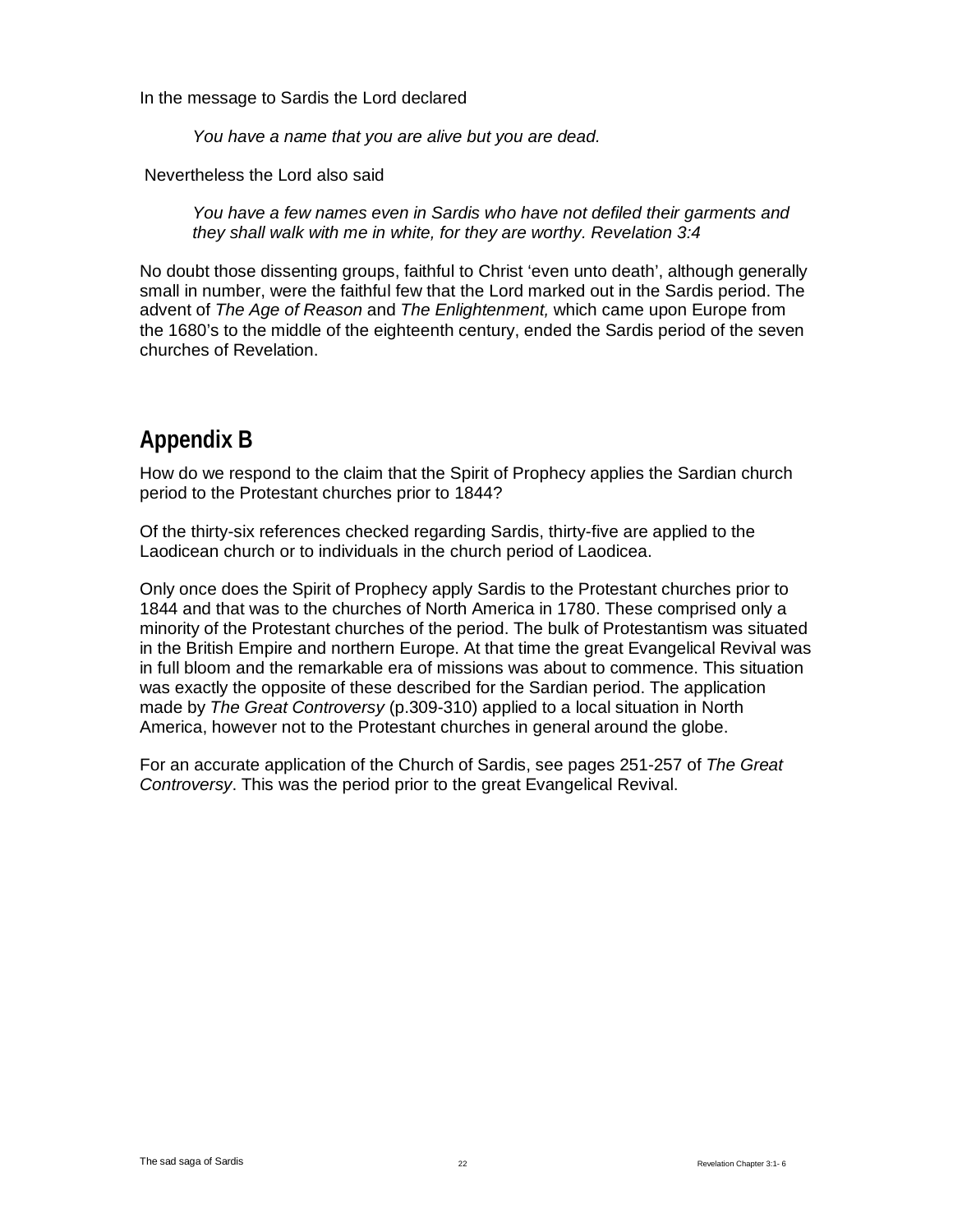In the message to Sardis the Lord declared

> *You have a name that you are alive but you are dead.*

Nevertheless the Lord also said

> *You have a few names even in Sardis who have not defiled their garments and they shall walk with me in white, for they are worthy. Revelation 3:4*

No doubt those dissenting groups, faithful to Christ 'even unto death', although generally small in number, were the faithful few that the Lord marked out in the Sardis period. The advent of *The Age of Reason* and *The Enlightenment,* which came upon Europe from the 1680's to the middle of the eighteenth century, ended the Sardis period of the seven churches of Revelation.

## Appendix B

How do we respond to the claim that the Spirit of Prophecy applies the Sardian church period to the Protestant churches prior to 1844?

Of the thirty-six references checked regarding Sardis, thirty-five are applied to the Laodicean church or to individuals in the church period of Laodicea.

Only once does the Spirit of Prophecy apply Sardis to the Protestant churches prior to 1844 and that was to the churches of North America in 1780. These comprised only a minority of the Protestant churches of the period. The bulk of Protestantism was situated in the British Empire and northern Europe. At that time the great Evangelical Revival was in full bloom and the remarkable era of missions was about to commence. This situation was exactly the opposite of these described for the Sardian period. The application made by *The Great Controversy* (p.309-310) applied to a local situation in North America, however not to the Protestant churches in general around the globe.

For an accurate application of the Church of Sardis, see pages 251-257 of *The Great Controversy*. This was the period prior to the great Evangelical Revival.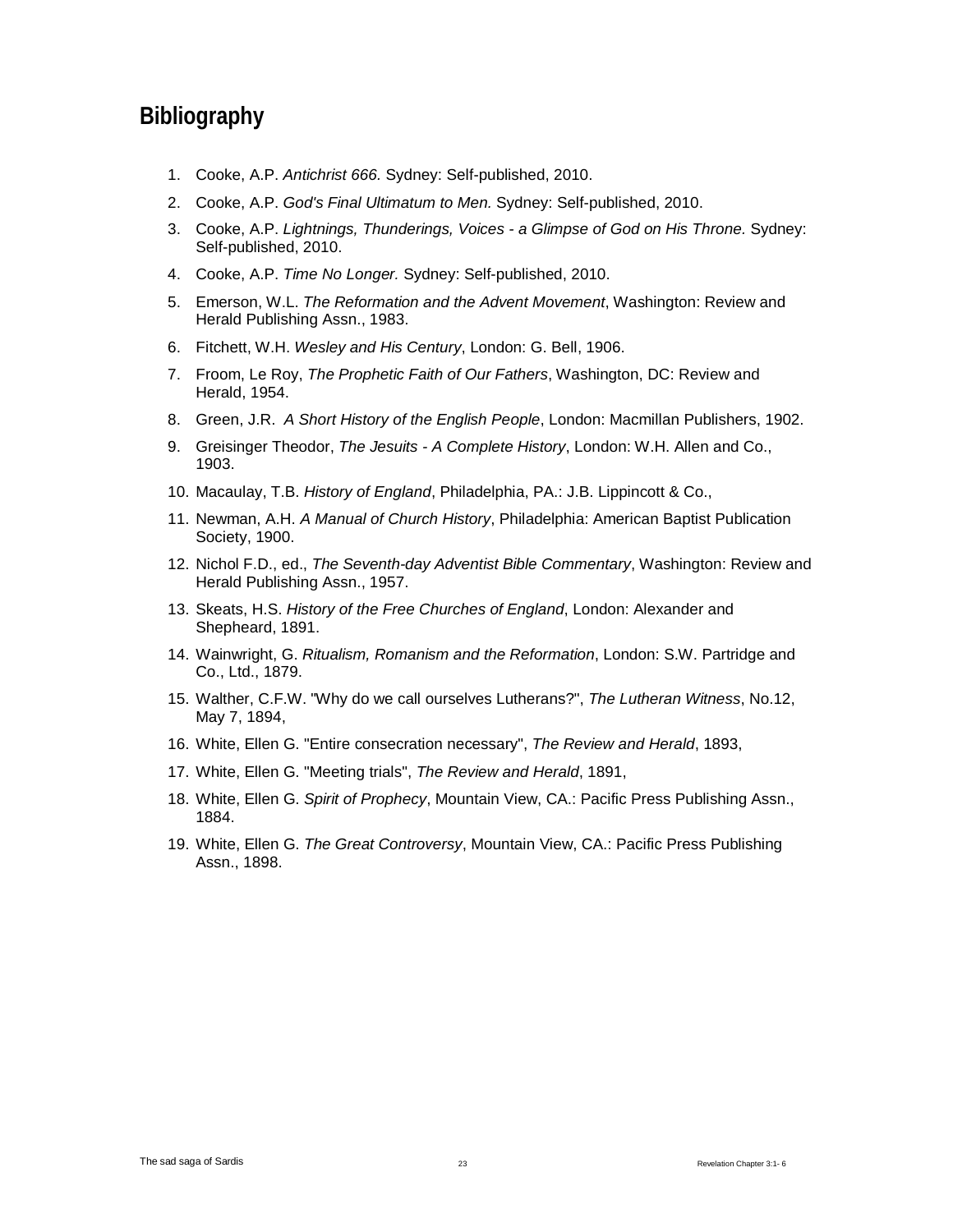## Bibliography

1. Cooke, A.P. *Antichrist 666.* Sydney: Self-published, 2010.
2. Cooke, A.P. *God's Final Ultimatum to Men.* Sydney: Self-published, 2010.
3. Cooke, A.P. *Lightnings, Thunderings, Voices - a Glimpse of God on His Throne.* Sydney: Self-published, 2010.
4. Cooke, A.P. *Time No Longer.* Sydney: Self-published, 2010.
5. Emerson, W.L. *The Reformation and the Advent Movement*, Washington: Review and Herald Publishing Assn., 1983.
6. Fitchett, W.H. *Wesley and His Century*, London: G. Bell, 1906.
7. Froom, Le Roy, *The Prophetic Faith of Our Fathers*, Washington, DC: Review and Herald, 1954.
8. Green, J.R. *A Short History of the English People*, London: Macmillan Publishers, 1902.
9. Greisinger Theodor, *The Jesuits - A Complete History*, London: W.H. Allen and Co., 1903.
10. Macaulay, T.B. *History of England*, Philadelphia, PA.: J.B. Lippincott & Co.,
11. Newman, A.H. *A Manual of Church History*, Philadelphia: American Baptist Publication Society, 1900.
12. Nichol F.D., ed., *The Seventh-day Adventist Bible Commentary*, Washington: Review and Herald Publishing Assn., 1957.
13. Skeats, H.S. *History of the Free Churches of England*, London: Alexander and Shepheard, 1891.
14. Wainwright, G. *Ritualism, Romanism and the Reformation*, London: S.W. Partridge and Co., Ltd., 1879.
15. Walther, C.F.W. "Why do we call ourselves Lutherans?", *The Lutheran Witness*, No.12, May 7, 1894,
16. White, Ellen G. "Entire consecration necessary", *The Review and Herald*, 1893,
17. White, Ellen G. "Meeting trials", *The Review and Herald*, 1891,
18. White, Ellen G. *Spirit of Prophecy*, Mountain View, CA.: Pacific Press Publishing Assn., 1884.
19. White, Ellen G. *The Great Controversy*, Mountain View, CA.: Pacific Press Publishing Assn., 1898.